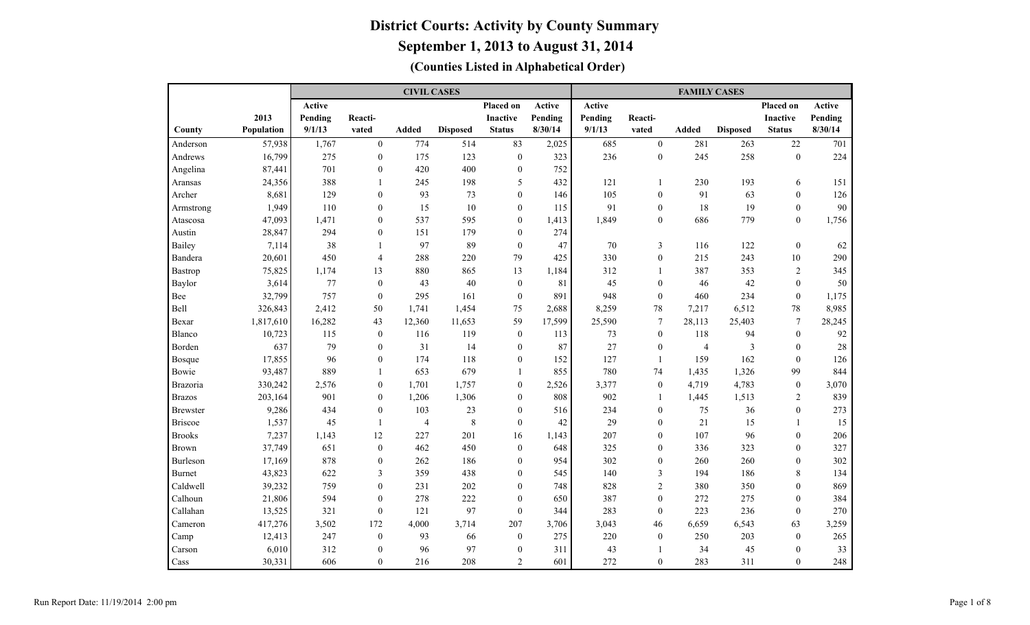# District Courts: Activity by County Summary

## September 1, 2013 to August 31, 2014

### (Counties Listed in Alphabetical Order)

| | | CIVIL CASES | | | | | | FAMILY CASES | | | | | |
|---|---|---|---|---|---|---|---|---|---|---|---|---|---|
| County | 2013 Population | Active Pending 9/1/13 | Reactivated | Added | Disposed | Placed on Inactive Status | Active Pending 8/30/14 | Active Pending 9/1/13 | Reactivated | Added | Disposed | Placed on Inactive Status | Active Pending 8/30/14 |
| Anderson | 57,938 | 1,767 | 0 | 774 | 514 | 83 | 2,025 | 685 | 0 | 281 | 263 | 22 | 701 |
| Andrews | 16,799 | 275 | 0 | 175 | 123 | 0 | 323 | 236 | 0 | 245 | 258 | 0 | 224 |
| Angelina | 87,441 | 701 | 0 | 420 | 400 | 0 | 752 | | | | | | |
| Aransas | 24,356 | 388 | 1 | 245 | 198 | 5 | 432 | 121 | 1 | 230 | 193 | 6 | 151 |
| Archer | 8,681 | 129 | 0 | 93 | 73 | 0 | 146 | 105 | 0 | 91 | 63 | 0 | 126 |
| Armstrong | 1,949 | 110 | 0 | 15 | 10 | 0 | 115 | 91 | 0 | 18 | 19 | 0 | 90 |
| Atascosa | 47,093 | 1,471 | 0 | 537 | 595 | 0 | 1,413 | 1,849 | 0 | 686 | 779 | 0 | 1,756 |
| Austin | 28,847 | 294 | 0 | 151 | 179 | 0 | 274 | | | | | | |
| Bailey | 7,114 | 38 | 1 | 97 | 89 | 0 | 47 | 70 | 3 | 116 | 122 | 0 | 62 |
| Bandera | 20,601 | 450 | 4 | 288 | 220 | 79 | 425 | 330 | 0 | 215 | 243 | 10 | 290 |
| Bastrop | 75,825 | 1,174 | 13 | 880 | 865 | 13 | 1,184 | 312 | 1 | 387 | 353 | 2 | 345 |
| Baylor | 3,614 | 77 | 0 | 43 | 40 | 0 | 81 | 45 | 0 | 46 | 42 | 0 | 50 |
| Bee | 32,799 | 757 | 0 | 295 | 161 | 0 | 891 | 948 | 0 | 460 | 234 | 0 | 1,175 |
| Bell | 326,843 | 2,412 | 50 | 1,741 | 1,454 | 75 | 2,688 | 8,259 | 78 | 7,217 | 6,512 | 78 | 8,985 |
| Bexar | 1,817,610 | 16,282 | 43 | 12,360 | 11,653 | 59 | 17,599 | 25,590 | 7 | 28,113 | 25,403 | 7 | 28,245 |
| Blanco | 10,723 | 115 | 0 | 116 | 119 | 0 | 113 | 73 | 0 | 118 | 94 | 0 | 92 |
| Borden | 637 | 79 | 0 | 31 | 14 | 0 | 87 | 27 | 0 | 4 | 3 | 0 | 28 |
| Bosque | 17,855 | 96 | 0 | 174 | 118 | 0 | 152 | 127 | 1 | 159 | 162 | 0 | 126 |
| Bowie | 93,487 | 889 | 1 | 653 | 679 | 1 | 855 | 780 | 74 | 1,435 | 1,326 | 99 | 844 |
| Brazoria | 330,242 | 2,576 | 0 | 1,701 | 1,757 | 0 | 2,526 | 3,377 | 0 | 4,719 | 4,783 | 0 | 3,070 |
| Brazos | 203,164 | 901 | 0 | 1,206 | 1,306 | 0 | 808 | 902 | 1 | 1,445 | 1,513 | 2 | 839 |
| Brewster | 9,286 | 434 | 0 | 103 | 23 | 0 | 516 | 234 | 0 | 75 | 36 | 0 | 273 |
| Briscoe | 1,537 | 45 | 1 | 4 | 8 | 0 | 42 | 29 | 0 | 21 | 15 | 1 | 15 |
| Brooks | 7,237 | 1,143 | 12 | 227 | 201 | 16 | 1,143 | 207 | 0 | 107 | 96 | 0 | 206 |
| Brown | 37,749 | 651 | 0 | 462 | 450 | 0 | 648 | 325 | 0 | 336 | 323 | 0 | 327 |
| Burleson | 17,169 | 878 | 0 | 262 | 186 | 0 | 954 | 302 | 0 | 260 | 260 | 0 | 302 |
| Burnet | 43,823 | 622 | 3 | 359 | 438 | 0 | 545 | 140 | 3 | 194 | 186 | 8 | 134 |
| Caldwell | 39,232 | 759 | 0 | 231 | 202 | 0 | 748 | 828 | 2 | 380 | 350 | 0 | 869 |
| Calhoun | 21,806 | 594 | 0 | 278 | 222 | 0 | 650 | 387 | 0 | 272 | 275 | 0 | 384 |
| Callahan | 13,525 | 321 | 0 | 121 | 97 | 0 | 344 | 283 | 0 | 223 | 236 | 0 | 270 |
| Cameron | 417,276 | 3,502 | 172 | 4,000 | 3,714 | 207 | 3,706 | 3,043 | 46 | 6,659 | 6,543 | 63 | 3,259 |
| Camp | 12,413 | 247 | 0 | 93 | 66 | 0 | 275 | 220 | 0 | 250 | 203 | 0 | 265 |
| Carson | 6,010 | 312 | 0 | 96 | 97 | 0 | 311 | 43 | 1 | 34 | 45 | 0 | 33 |
| Cass | 30,331 | 606 | 0 | 216 | 208 | 2 | 601 | 272 | 0 | 283 | 311 | 0 | 248 |

Run Report Date: 11/19/2014 2:00 pm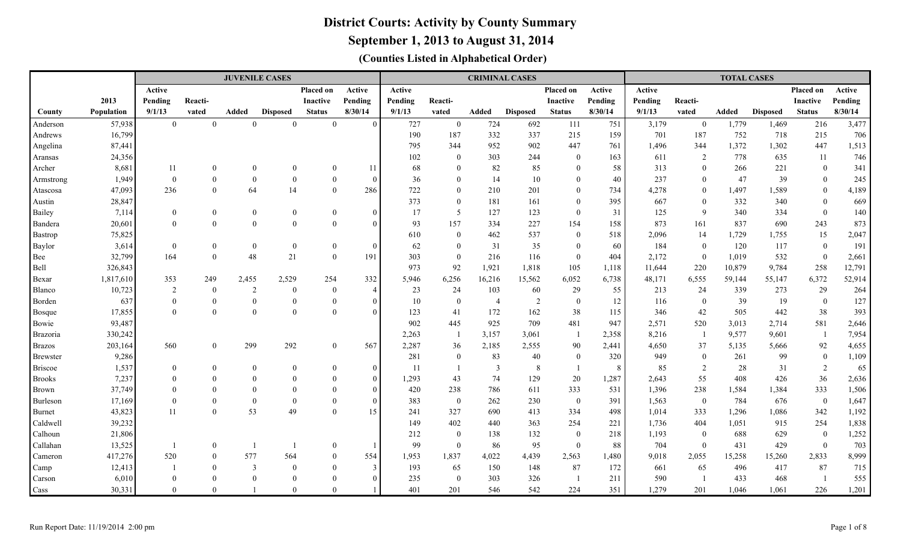# District Courts: Activity by County Summary

## September 1, 2013 to August 31, 2014

### (Counties Listed in Alphabetical Order)

| | | JUVENILE CASES | | | | | | CRIMINAL CASES | | | | | | TOTAL CASES | | | | | |
|---|---|---|---|---|---|---|---|---|---|---|---|---|---|---|---|---|---|---|---|
| County | 2013 Population | Active Pending 9/1/13 | Reacti-vated | Added | Disposed | Placed on Inactive Status | Active Pending 8/30/14 | Active Pending 9/1/13 | Reacti-vated | Added | Disposed | Placed on Inactive Status | Active Pending 8/30/14 | Active Pending 9/1/13 | Reacti-vated | Added | Disposed | Placed on Inactive Status | Active Pending 8/30/14 |
| Anderson | 57,938 | 0 | 0 | 0 | 0 | 0 | 0 | 727 | 0 | 724 | 692 | 111 | 751 | 3,179 | 0 | 1,779 | 1,469 | 216 | 3,477 |
| Andrews | 16,799 | | | | | | | 190 | 187 | 332 | 337 | 215 | 159 | 701 | 187 | 752 | 718 | 215 | 706 |
| Angelina | 87,441 | | | | | | | 795 | 344 | 952 | 902 | 447 | 761 | 1,496 | 344 | 1,372 | 1,302 | 447 | 1,513 |
| Aransas | 24,356 | | | | | | | 102 | 0 | 303 | 244 | 0 | 163 | 611 | 2 | 778 | 635 | 11 | 746 |
| Archer | 8,681 | 11 | 0 | 0 | 0 | 0 | 11 | 68 | 0 | 82 | 85 | 0 | 58 | 313 | 0 | 266 | 221 | 0 | 341 |
| Armstrong | 1,949 | 0 | 0 | 0 | 0 | 0 | 0 | 36 | 0 | 14 | 10 | 0 | 40 | 237 | 0 | 47 | 39 | 0 | 245 |
| Atascosa | 47,093 | 236 | 0 | 64 | 14 | 0 | 286 | 722 | 0 | 210 | 201 | 0 | 734 | 4,278 | 0 | 1,497 | 1,589 | 0 | 4,189 |
| Austin | 28,847 | | | | | | | 373 | 0 | 181 | 161 | 0 | 395 | 667 | 0 | 332 | 340 | 0 | 669 |
| Bailey | 7,114 | 0 | 0 | 0 | 0 | 0 | 0 | 17 | 5 | 127 | 123 | 0 | 31 | 125 | 9 | 340 | 334 | 0 | 140 |
| Bandera | 20,601 | 0 | 0 | 0 | 0 | 0 | 0 | 93 | 157 | 334 | 227 | 154 | 158 | 873 | 161 | 837 | 690 | 243 | 873 |
| Bastrop | 75,825 | | | | | | | 610 | 0 | 462 | 537 | 0 | 518 | 2,096 | 14 | 1,729 | 1,755 | 15 | 2,047 |
| Baylor | 3,614 | 0 | 0 | 0 | 0 | 0 | 0 | 62 | 0 | 31 | 35 | 0 | 60 | 184 | 0 | 120 | 117 | 0 | 191 |
| Bee | 32,799 | 164 | 0 | 48 | 21 | 0 | 191 | 303 | 0 | 216 | 116 | 0 | 404 | 2,172 | 0 | 1,019 | 532 | 0 | 2,661 |
| Bell | 326,843 | | | | | | | 973 | 92 | 1,921 | 1,818 | 105 | 1,118 | 11,644 | 220 | 10,879 | 9,784 | 258 | 12,791 |
| Bexar | 1,817,610 | 353 | 249 | 2,455 | 2,529 | 254 | 332 | 5,946 | 6,256 | 16,216 | 15,562 | 6,052 | 6,738 | 48,171 | 6,555 | 59,144 | 55,147 | 6,372 | 52,914 |
| Blanco | 10,723 | 2 | 0 | 2 | 0 | 0 | 4 | 23 | 24 | 103 | 60 | 29 | 55 | 213 | 24 | 339 | 273 | 29 | 264 |
| Borden | 637 | 0 | 0 | 0 | 0 | 0 | 0 | 10 | 0 | 4 | 2 | 0 | 12 | 116 | 0 | 39 | 19 | 0 | 127 |
| Bosque | 17,855 | 0 | 0 | 0 | 0 | 0 | 0 | 123 | 41 | 172 | 162 | 38 | 115 | 346 | 42 | 505 | 442 | 38 | 393 |
| Bowie | 93,487 | | | | | | | 902 | 445 | 925 | 709 | 481 | 947 | 2,571 | 520 | 3,013 | 2,714 | 581 | 2,646 |
| Brazoria | 330,242 | | | | | | | 2,263 | 1 | 3,157 | 3,061 | 1 | 2,358 | 8,216 | 1 | 9,577 | 9,601 | 1 | 7,954 |
| Brazos | 203,164 | 560 | 0 | 299 | 292 | 0 | 567 | 2,287 | 36 | 2,185 | 2,555 | 90 | 2,441 | 4,650 | 37 | 5,135 | 5,666 | 92 | 4,655 |
| Brewster | 9,286 | | | | | | | 281 | 0 | 83 | 40 | 0 | 320 | 949 | 0 | 261 | 99 | 0 | 1,109 |
| Briscoe | 1,537 | 0 | 0 | 0 | 0 | 0 | 0 | 11 | 1 | 3 | 8 | 1 | 8 | 85 | 2 | 28 | 31 | 2 | 65 |
| Brooks | 7,237 | 0 | 0 | 0 | 0 | 0 | 0 | 1,293 | 43 | 74 | 129 | 20 | 1,287 | 2,643 | 55 | 408 | 426 | 36 | 2,636 |
| Brown | 37,749 | 0 | 0 | 0 | 0 | 0 | 0 | 420 | 238 | 786 | 611 | 333 | 531 | 1,396 | 238 | 1,584 | 1,384 | 333 | 1,506 |
| Burleson | 17,169 | 0 | 0 | 0 | 0 | 0 | 0 | 383 | 0 | 262 | 230 | 0 | 391 | 1,563 | 0 | 784 | 676 | 0 | 1,647 |
| Burnet | 43,823 | 11 | 0 | 53 | 49 | 0 | 15 | 241 | 327 | 690 | 413 | 334 | 498 | 1,014 | 333 | 1,296 | 1,086 | 342 | 1,192 |
| Caldwell | 39,232 | | | | | | | 149 | 402 | 440 | 363 | 254 | 221 | 1,736 | 404 | 1,051 | 915 | 254 | 1,838 |
| Calhoun | 21,806 | | | | | | | 212 | 0 | 138 | 132 | 0 | 218 | 1,193 | 0 | 688 | 629 | 0 | 1,252 |
| Callahan | 13,525 | 1 | 0 | 1 | 1 | 0 | 1 | 99 | 0 | 86 | 95 | 0 | 88 | 704 | 0 | 431 | 429 | 0 | 703 |
| Cameron | 417,276 | 520 | 0 | 577 | 564 | 0 | 554 | 1,953 | 1,837 | 4,022 | 4,439 | 2,563 | 1,480 | 9,018 | 2,055 | 15,258 | 15,260 | 2,833 | 8,999 |
| Camp | 12,413 | 1 | 0 | 3 | 0 | 0 | 3 | 193 | 65 | 150 | 148 | 87 | 172 | 661 | 65 | 496 | 417 | 87 | 715 |
| Carson | 6,010 | 0 | 0 | 0 | 0 | 0 | 0 | 235 | 0 | 303 | 326 | 1 | 211 | 590 | 1 | 433 | 468 | 1 | 555 |
| Cass | 30,331 | 0 | 0 | 1 | 0 | 0 | 1 | 401 | 201 | 546 | 542 | 224 | 351 | 1,279 | 201 | 1,046 | 1,061 | 226 | 1,201 |

Run Report Date: 11/19/2014 2:00 pm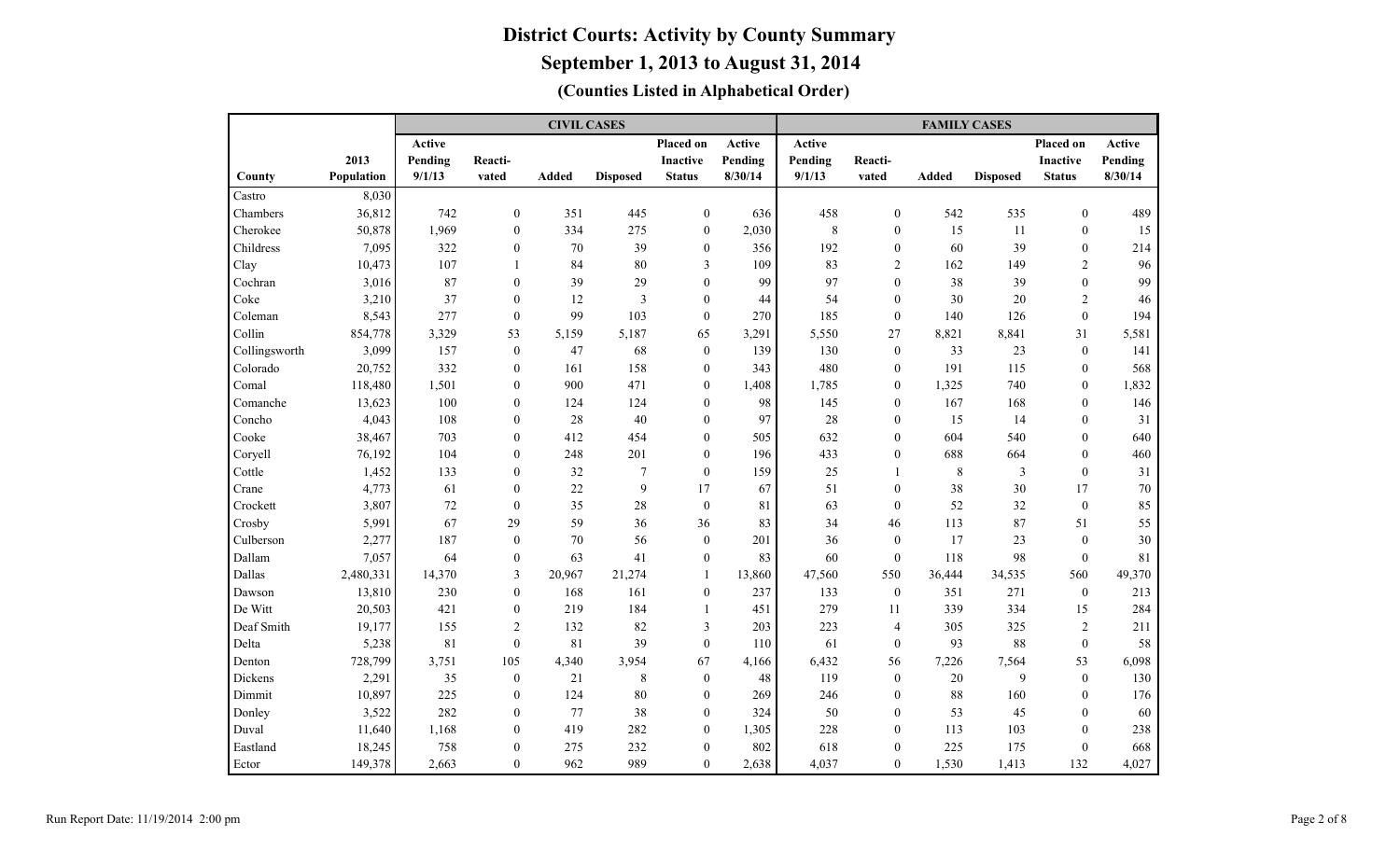# District Courts: Activity by County Summary

## September 1, 2013 to August 31, 2014

### (Counties Listed in Alphabetical Order)

| | | CIVIL CASES | | | | | | FAMILY CASES | | | | | |
|---|---|---|---|---|---|---|---|---|---|---|---|---|---|
| County | 2013 Population | Active Pending 9/1/13 | Reacti-vated | Added | Disposed | Placed on Inactive Status | Active Pending 8/30/14 | Active Pending 9/1/13 | Reacti-vated | Added | Disposed | Placed on Inactive Status | Active Pending 8/30/14 |
| Castro | 8,030 | | | | | | | | | | | | |
| Chambers | 36,812 | 742 | 0 | 351 | 445 | 0 | 636 | 458 | 0 | 542 | 535 | 0 | 489 |
| Cherokee | 50,878 | 1,969 | 0 | 334 | 275 | 0 | 2,030 | 8 | 0 | 15 | 11 | 0 | 15 |
| Childress | 7,095 | 322 | 0 | 70 | 39 | 0 | 356 | 192 | 0 | 60 | 39 | 0 | 214 |
| Clay | 10,473 | 107 | 1 | 84 | 80 | 3 | 109 | 83 | 2 | 162 | 149 | 2 | 96 |
| Cochran | 3,016 | 87 | 0 | 39 | 29 | 0 | 99 | 97 | 0 | 38 | 39 | 0 | 99 |
| Coke | 3,210 | 37 | 0 | 12 | 3 | 0 | 44 | 54 | 0 | 30 | 20 | 2 | 46 |
| Coleman | 8,543 | 277 | 0 | 99 | 103 | 0 | 270 | 185 | 0 | 140 | 126 | 0 | 194 |
| Collin | 854,778 | 3,329 | 53 | 5,159 | 5,187 | 65 | 3,291 | 5,550 | 27 | 8,821 | 8,841 | 31 | 5,581 |
| Collingsworth | 3,099 | 157 | 0 | 47 | 68 | 0 | 139 | 130 | 0 | 33 | 23 | 0 | 141 |
| Colorado | 20,752 | 332 | 0 | 161 | 158 | 0 | 343 | 480 | 0 | 191 | 115 | 0 | 568 |
| Comal | 118,480 | 1,501 | 0 | 900 | 471 | 0 | 1,408 | 1,785 | 0 | 1,325 | 740 | 0 | 1,832 |
| Comanche | 13,623 | 100 | 0 | 124 | 124 | 0 | 98 | 145 | 0 | 167 | 168 | 0 | 146 |
| Concho | 4,043 | 108 | 0 | 28 | 40 | 0 | 97 | 28 | 0 | 15 | 14 | 0 | 31 |
| Cooke | 38,467 | 703 | 0 | 412 | 454 | 0 | 505 | 632 | 0 | 604 | 540 | 0 | 640 |
| Coryell | 76,192 | 104 | 0 | 248 | 201 | 0 | 196 | 433 | 0 | 688 | 664 | 0 | 460 |
| Cottle | 1,452 | 133 | 0 | 32 | 7 | 0 | 159 | 25 | 1 | 8 | 3 | 0 | 31 |
| Crane | 4,773 | 61 | 0 | 22 | 9 | 17 | 67 | 51 | 0 | 38 | 30 | 17 | 70 |
| Crockett | 3,807 | 72 | 0 | 35 | 28 | 0 | 81 | 63 | 0 | 52 | 32 | 0 | 85 |
| Crosby | 5,991 | 67 | 29 | 59 | 36 | 36 | 83 | 34 | 46 | 113 | 87 | 51 | 55 |
| Culberson | 2,277 | 187 | 0 | 70 | 56 | 0 | 201 | 36 | 0 | 17 | 23 | 0 | 30 |
| Dallam | 7,057 | 64 | 0 | 63 | 41 | 0 | 83 | 60 | 0 | 118 | 98 | 0 | 81 |
| Dallas | 2,480,331 | 14,370 | 3 | 20,967 | 21,274 | 1 | 13,860 | 47,560 | 550 | 36,444 | 34,535 | 560 | 49,370 |
| Dawson | 13,810 | 230 | 0 | 168 | 161 | 0 | 237 | 133 | 0 | 351 | 271 | 0 | 213 |
| De Witt | 20,503 | 421 | 0 | 219 | 184 | 1 | 451 | 279 | 11 | 339 | 334 | 15 | 284 |
| Deaf Smith | 19,177 | 155 | 2 | 132 | 82 | 3 | 203 | 223 | 4 | 305 | 325 | 2 | 211 |
| Delta | 5,238 | 81 | 0 | 81 | 39 | 0 | 110 | 61 | 0 | 93 | 88 | 0 | 58 |
| Denton | 728,799 | 3,751 | 105 | 4,340 | 3,954 | 67 | 4,166 | 6,432 | 56 | 7,226 | 7,564 | 53 | 6,098 |
| Dickens | 2,291 | 35 | 0 | 21 | 8 | 0 | 48 | 119 | 0 | 20 | 9 | 0 | 130 |
| Dimmit | 10,897 | 225 | 0 | 124 | 80 | 0 | 269 | 246 | 0 | 88 | 160 | 0 | 176 |
| Donley | 3,522 | 282 | 0 | 77 | 38 | 0 | 324 | 50 | 0 | 53 | 45 | 0 | 60 |
| Duval | 11,640 | 1,168 | 0 | 419 | 282 | 0 | 1,305 | 228 | 0 | 113 | 103 | 0 | 238 |
| Eastland | 18,245 | 758 | 0 | 275 | 232 | 0 | 802 | 618 | 0 | 225 | 175 | 0 | 668 |
| Ector | 149,378 | 2,663 | 0 | 962 | 989 | 0 | 2,638 | 4,037 | 0 | 1,530 | 1,413 | 132 | 4,027 |

Run Report Date: 11/19/2014 2:00 pm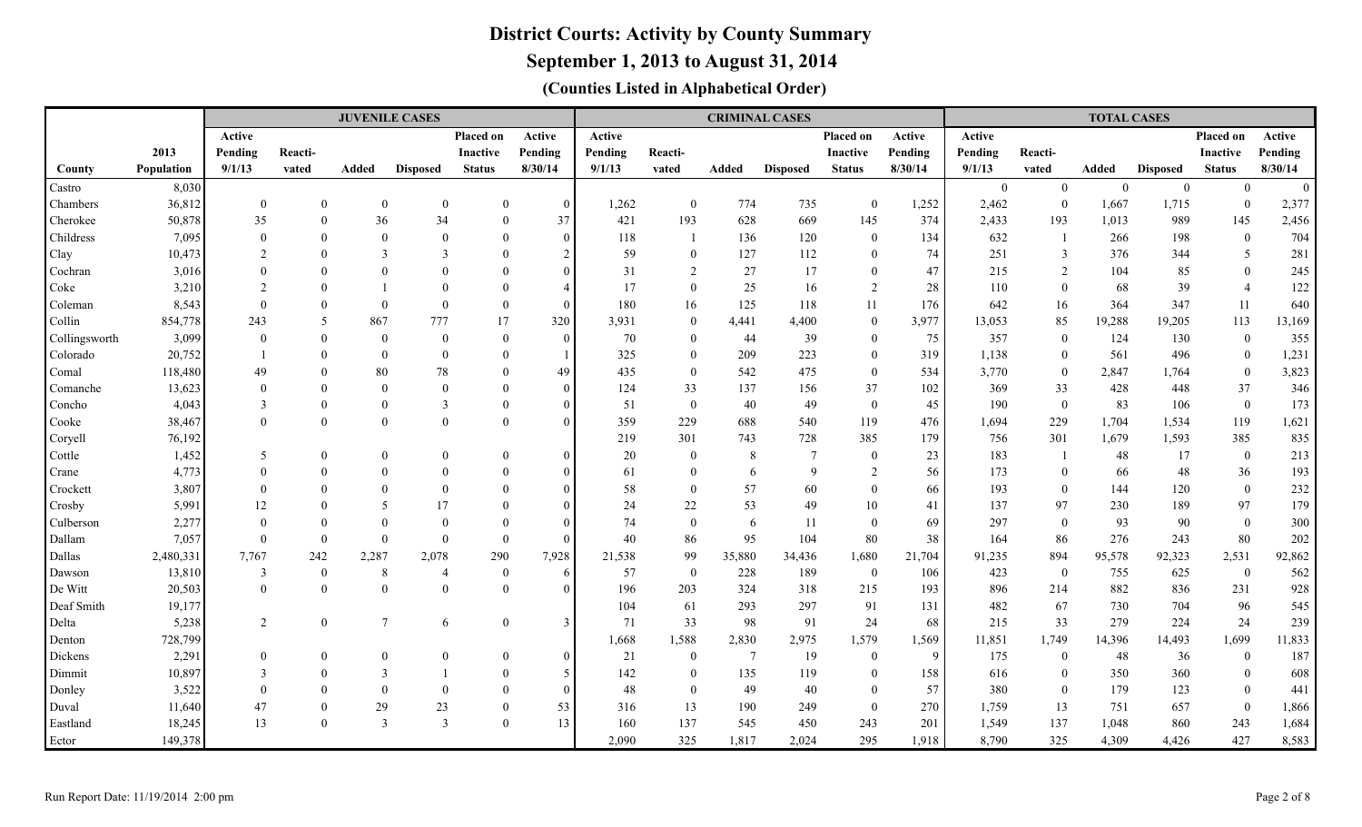# District Courts: Activity by County Summary

## September 1, 2013 to August 31, 2014

### (Counties Listed in Alphabetical Order)

| | | JUVENILE CASES | | | | | | CRIMINAL CASES | | | | | | TOTAL CASES | | | | | |
|---|---|---|---|---|---|---|---|---|---|---|---|---|---|---|---|---|---|---|---|
| County | 2013 Population | Active Pending 9/1/13 | Reacti-vated | Added | Disposed | Placed on Inactive Status | Active Pending 8/30/14 | Active Pending 9/1/13 | Reacti-vated | Added | Disposed | Placed on Inactive Status | Active Pending 8/30/14 | Active Pending 9/1/13 | Reacti-vated | Added | Disposed | Placed on Inactive Status | Active Pending 8/30/14 |
| Castro | 8,030 | | | | | | | | | | | | | 0 | 0 | 0 | 0 | 0 | 0 |
| Chambers | 36,812 | 0 | 0 | 0 | 0 | 0 | 0 | 1,262 | 0 | 774 | 735 | 0 | 1,252 | 2,462 | 0 | 1,667 | 1,715 | 0 | 2,377 |
| Cherokee | 50,878 | 35 | 0 | 36 | 34 | 0 | 37 | 421 | 193 | 628 | 669 | 145 | 374 | 2,433 | 193 | 1,013 | 989 | 145 | 2,456 |
| Childress | 7,095 | 0 | 0 | 0 | 0 | 0 | 0 | 118 | 1 | 136 | 120 | 0 | 134 | 632 | 1 | 266 | 198 | 0 | 704 |
| Clay | 10,473 | 2 | 0 | 3 | 3 | 0 | 2 | 59 | 0 | 127 | 112 | 0 | 74 | 251 | 3 | 376 | 344 | 5 | 281 |
| Cochran | 3,016 | 0 | 0 | 0 | 0 | 0 | 0 | 31 | 2 | 27 | 17 | 0 | 47 | 215 | 2 | 104 | 85 | 0 | 245 |
| Coke | 3,210 | 2 | 0 | 1 | 0 | 0 | 4 | 17 | 0 | 25 | 16 | 2 | 28 | 110 | 0 | 68 | 39 | 4 | 122 |
| Coleman | 8,543 | 0 | 0 | 0 | 0 | 0 | 0 | 180 | 16 | 125 | 118 | 11 | 176 | 642 | 16 | 364 | 347 | 11 | 640 |
| Collin | 854,778 | 243 | 5 | 867 | 777 | 17 | 320 | 3,931 | 0 | 4,441 | 4,400 | 0 | 3,977 | 13,053 | 85 | 19,288 | 19,205 | 113 | 13,169 |
| Collingsworth | 3,099 | 0 | 0 | 0 | 0 | 0 | 0 | 70 | 0 | 44 | 39 | 0 | 75 | 357 | 0 | 124 | 130 | 0 | 355 |
| Colorado | 20,752 | 1 | 0 | 0 | 0 | 0 | 1 | 325 | 0 | 209 | 223 | 0 | 319 | 1,138 | 0 | 561 | 496 | 0 | 1,231 |
| Comal | 118,480 | 49 | 0 | 80 | 78 | 0 | 49 | 435 | 0 | 542 | 475 | 0 | 534 | 3,770 | 0 | 2,847 | 1,764 | 0 | 3,823 |
| Comanche | 13,623 | 0 | 0 | 0 | 0 | 0 | 0 | 124 | 33 | 137 | 156 | 37 | 102 | 369 | 33 | 428 | 448 | 37 | 346 |
| Concho | 4,043 | 3 | 0 | 0 | 3 | 0 | 0 | 51 | 0 | 40 | 49 | 0 | 45 | 190 | 0 | 83 | 106 | 0 | 173 |
| Cooke | 38,467 | 0 | 0 | 0 | 0 | 0 | 0 | 359 | 229 | 688 | 540 | 119 | 476 | 1,694 | 229 | 1,704 | 1,534 | 119 | 1,621 |
| Coryell | 76,192 | | | | | | | 219 | 301 | 743 | 728 | 385 | 179 | 756 | 301 | 1,679 | 1,593 | 385 | 835 |
| Cottle | 1,452 | 5 | 0 | 0 | 0 | 0 | 0 | 20 | 0 | 8 | 7 | 0 | 23 | 183 | 1 | 48 | 17 | 0 | 213 |
| Crane | 4,773 | 0 | 0 | 0 | 0 | 0 | 0 | 61 | 0 | 6 | 9 | 2 | 56 | 173 | 0 | 66 | 48 | 36 | 193 |
| Crockett | 3,807 | 0 | 0 | 0 | 0 | 0 | 0 | 58 | 0 | 57 | 60 | 0 | 66 | 193 | 0 | 144 | 120 | 0 | 232 |
| Crosby | 5,991 | 12 | 0 | 5 | 17 | 0 | 0 | 24 | 22 | 53 | 49 | 10 | 41 | 137 | 97 | 230 | 189 | 97 | 179 |
| Culberson | 2,277 | 0 | 0 | 0 | 0 | 0 | 0 | 74 | 0 | 6 | 11 | 0 | 69 | 297 | 0 | 93 | 90 | 0 | 300 |
| Dallam | 7,057 | 0 | 0 | 0 | 0 | 0 | 0 | 40 | 86 | 95 | 104 | 80 | 38 | 164 | 86 | 276 | 243 | 80 | 202 |
| Dallas | 2,480,331 | 7,767 | 242 | 2,287 | 2,078 | 290 | 7,928 | 21,538 | 99 | 35,880 | 34,436 | 1,680 | 21,704 | 91,235 | 894 | 95,578 | 92,323 | 2,531 | 92,862 |
| Dawson | 13,810 | 3 | 0 | 8 | 4 | 0 | 6 | 57 | 0 | 228 | 189 | 0 | 106 | 423 | 0 | 755 | 625 | 0 | 562 |
| De Witt | 20,503 | 0 | 0 | 0 | 0 | 0 | 0 | 196 | 203 | 324 | 318 | 215 | 193 | 896 | 214 | 882 | 836 | 231 | 928 |
| Deaf Smith | 19,177 | | | | | | | 104 | 61 | 293 | 297 | 91 | 131 | 482 | 67 | 730 | 704 | 96 | 545 |
| Delta | 5,238 | 2 | 0 | 7 | 6 | 0 | 3 | 71 | 33 | 98 | 91 | 24 | 68 | 215 | 33 | 279 | 224 | 24 | 239 |
| Denton | 728,799 | | | | | | | 1,668 | 1,588 | 2,830 | 2,975 | 1,579 | 1,569 | 11,851 | 1,749 | 14,396 | 14,493 | 1,699 | 11,833 |
| Dickens | 2,291 | 0 | 0 | 0 | 0 | 0 | 0 | 21 | 0 | 7 | 19 | 0 | 9 | 175 | 0 | 48 | 36 | 0 | 187 |
| Dimmit | 10,897 | 3 | 0 | 3 | 1 | 0 | 5 | 142 | 0 | 135 | 119 | 0 | 158 | 616 | 0 | 350 | 360 | 0 | 608 |
| Donley | 3,522 | 0 | 0 | 0 | 0 | 0 | 0 | 48 | 0 | 49 | 40 | 0 | 57 | 380 | 0 | 179 | 123 | 0 | 441 |
| Duval | 11,640 | 47 | 0 | 29 | 23 | 0 | 53 | 316 | 13 | 190 | 249 | 0 | 270 | 1,759 | 13 | 751 | 657 | 0 | 1,866 |
| Eastland | 18,245 | 13 | 0 | 3 | 3 | 0 | 13 | 160 | 137 | 545 | 450 | 243 | 201 | 1,549 | 137 | 1,048 | 860 | 243 | 1,684 |
| Ector | 149,378 | | | | | | | 2,090 | 325 | 1,817 | 2,024 | 295 | 1,918 | 8,790 | 325 | 4,309 | 4,426 | 427 | 8,583 |

Run Report Date: 11/19/2014 2:00 pm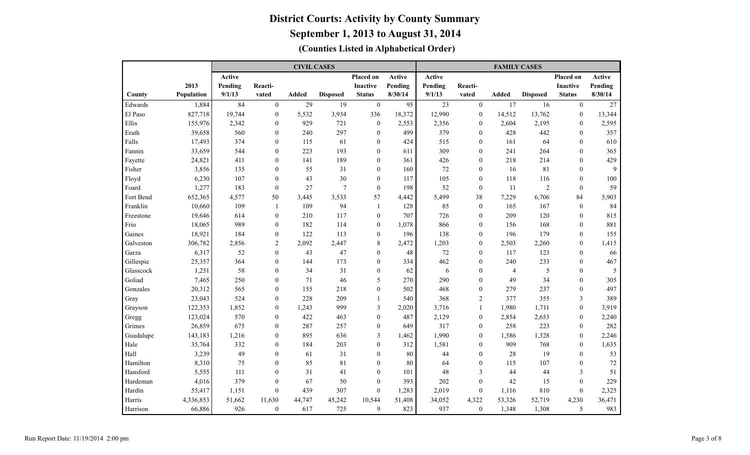# District Courts: Activity by County Summary

## September 1, 2013 to August 31, 2014

### (Counties Listed in Alphabetical Order)

| | | CIVIL CASES | | | | | | FAMILY CASES | | | | | |
|---|---|---|---|---|---|---|---|---|---|---|---|---|---|
| County | 2013 Population | Active Pending 9/1/13 | Reacti-vated | Added | Disposed | Placed on Inactive Status | Active Pending 8/30/14 | Active Pending 9/1/13 | Reacti-vated | Added | Disposed | Placed on Inactive Status | Active Pending 8/30/14 |
| Edwards | 1,884 | 84 | 0 | 29 | 19 | 0 | 95 | 23 | 0 | 17 | 16 | 0 | 27 |
| El Paso | 827,718 | 19,744 | 0 | 5,532 | 3,934 | 336 | 18,372 | 12,990 | 0 | 14,512 | 13,762 | 0 | 13,344 |
| Ellis | 155,976 | 2,342 | 0 | 929 | 721 | 0 | 2,553 | 2,356 | 0 | 2,604 | 2,195 | 0 | 2,595 |
| Erath | 39,658 | 560 | 0 | 240 | 297 | 0 | 499 | 379 | 0 | 428 | 442 | 0 | 357 |
| Falls | 17,493 | 374 | 0 | 115 | 61 | 0 | 424 | 515 | 0 | 161 | 64 | 0 | 610 |
| Fannin | 33,659 | 544 | 0 | 223 | 193 | 0 | 611 | 309 | 0 | 241 | 264 | 0 | 365 |
| Fayette | 24,821 | 411 | 0 | 141 | 189 | 0 | 361 | 426 | 0 | 218 | 214 | 0 | 429 |
| Fisher | 3,856 | 135 | 0 | 55 | 31 | 0 | 160 | 72 | 0 | 16 | 81 | 0 | 9 |
| Floyd | 6,230 | 107 | 0 | 43 | 30 | 0 | 117 | 105 | 0 | 118 | 116 | 0 | 100 |
| Foard | 1,277 | 183 | 0 | 27 | 7 | 0 | 198 | 52 | 0 | 11 | 2 | 0 | 59 |
| Fort Bend | 652,365 | 4,577 | 50 | 3,445 | 3,533 | 57 | 4,442 | 5,499 | 38 | 7,229 | 6,706 | 84 | 5,903 |
| Franklin | 10,660 | 109 | 1 | 109 | 94 | 1 | 128 | 85 | 0 | 165 | 167 | 0 | 84 |
| Freestone | 19,646 | 614 | 0 | 210 | 117 | 0 | 707 | 726 | 0 | 209 | 120 | 0 | 815 |
| Frio | 18,065 | 989 | 0 | 182 | 114 | 0 | 1,078 | 866 | 0 | 156 | 168 | 0 | 881 |
| Gaines | 18,921 | 184 | 0 | 122 | 113 | 0 | 196 | 138 | 0 | 196 | 179 | 0 | 155 |
| Galveston | 306,782 | 2,856 | 2 | 2,092 | 2,447 | 8 | 2,472 | 1,203 | 0 | 2,503 | 2,260 | 0 | 1,415 |
| Garza | 6,317 | 52 | 0 | 43 | 47 | 0 | 48 | 72 | 0 | 117 | 123 | 0 | 66 |
| Gillespie | 25,357 | 364 | 0 | 144 | 173 | 0 | 334 | 462 | 0 | 240 | 233 | 0 | 467 |
| Glasscock | 1,251 | 58 | 0 | 34 | 31 | 0 | 62 | 6 | 0 | 4 | 5 | 0 | 5 |
| Goliad | 7,465 | 250 | 0 | 71 | 46 | 5 | 270 | 290 | 0 | 49 | 34 | 0 | 305 |
| Gonzales | 20,312 | 565 | 0 | 155 | 218 | 0 | 502 | 468 | 0 | 279 | 237 | 0 | 497 |
| Gray | 23,043 | 524 | 0 | 228 | 209 | 1 | 540 | 368 | 2 | 377 | 355 | 3 | 389 |
| Grayson | 122,353 | 1,852 | 0 | 1,243 | 999 | 3 | 2,020 | 3,716 | 1 | 1,980 | 1,711 | 0 | 3,919 |
| Gregg | 123,024 | 570 | 0 | 422 | 463 | 0 | 487 | 2,129 | 0 | 2,854 | 2,653 | 0 | 2,240 |
| Grimes | 26,859 | 675 | 0 | 287 | 257 | 0 | 649 | 317 | 0 | 258 | 223 | 0 | 282 |
| Guadalupe | 143,183 | 1,216 | 0 | 895 | 636 | 3 | 1,462 | 1,990 | 0 | 1,586 | 1,328 | 0 | 2,246 |
| Hale | 35,764 | 332 | 0 | 184 | 203 | 0 | 312 | 1,581 | 0 | 909 | 768 | 0 | 1,635 |
| Hall | 3,239 | 49 | 0 | 61 | 31 | 0 | 80 | 44 | 0 | 28 | 19 | 0 | 53 |
| Hamilton | 8,310 | 75 | 0 | 85 | 81 | 0 | 80 | 64 | 0 | 115 | 107 | 0 | 72 |
| Hansford | 5,555 | 111 | 0 | 31 | 41 | 0 | 101 | 48 | 3 | 44 | 44 | 3 | 51 |
| Hardeman | 4,016 | 379 | 0 | 67 | 50 | 0 | 393 | 202 | 0 | 42 | 15 | 0 | 229 |
| Hardin | 55,417 | 1,151 | 0 | 439 | 307 | 0 | 1,283 | 2,019 | 0 | 1,116 | 810 | 0 | 2,325 |
| Harris | 4,336,853 | 51,662 | 11,630 | 44,747 | 45,242 | 10,544 | 51,408 | 34,052 | 4,322 | 53,326 | 52,719 | 4,230 | 36,471 |
| Harrison | 66,886 | 926 | 0 | 617 | 725 | 9 | 823 | 937 | 0 | 1,348 | 1,308 | 5 | 983 |

Run Report Date: 11/19/2014 2:00 pm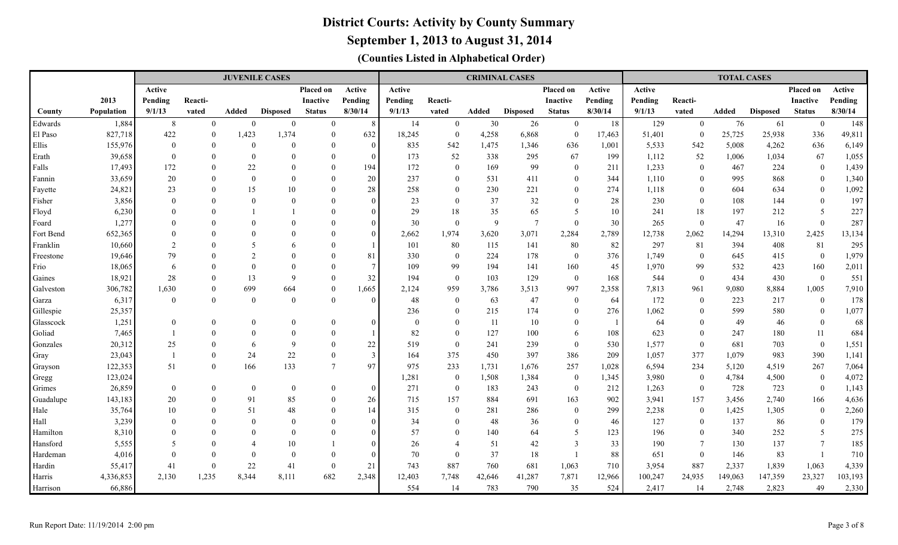# District Courts: Activity by County Summary

## September 1, 2013 to August 31, 2014

### (Counties Listed in Alphabetical Order)

| | | JUVENILE CASES | | | | | | CRIMINAL CASES | | | | | | TOTAL CASES | | | | | |
|---|---|---|---|---|---|---|---|---|---|---|---|---|---|---|---|---|---|---|---|
| County | 2013 Population | Active Pending 9/1/13 | Reacti-vated | Added | Disposed | Placed on Inactive Status | Active Pending 8/30/14 | Active Pending 9/1/13 | Reacti-vated | Added | Disposed | Placed on Inactive Status | Active Pending 8/30/14 | Active Pending 9/1/13 | Reacti-vated | Added | Disposed | Placed on Inactive Status | Active Pending 8/30/14 |
| Edwards | 1,884 | 8 | 0 | 0 | 0 | 0 | 8 | 14 | 0 | 30 | 26 | 0 | 18 | 129 | 0 | 76 | 61 | 0 | 148 |
| El Paso | 827,718 | 422 | 0 | 1,423 | 1,374 | 0 | 632 | 18,245 | 0 | 4,258 | 6,868 | 0 | 17,463 | 51,401 | 0 | 25,725 | 25,938 | 336 | 49,811 |
| Ellis | 155,976 | 0 | 0 | 0 | 0 | 0 | 0 | 835 | 542 | 1,475 | 1,346 | 636 | 1,001 | 5,533 | 542 | 5,008 | 4,262 | 636 | 6,149 |
| Erath | 39,658 | 0 | 0 | 0 | 0 | 0 | 0 | 173 | 52 | 338 | 295 | 67 | 199 | 1,112 | 52 | 1,006 | 1,034 | 67 | 1,055 |
| Falls | 17,493 | 172 | 0 | 22 | 0 | 0 | 194 | 172 | 0 | 169 | 99 | 0 | 211 | 1,233 | 0 | 467 | 224 | 0 | 1,439 |
| Fannin | 33,659 | 20 | 0 | 0 | 0 | 0 | 20 | 237 | 0 | 531 | 411 | 0 | 344 | 1,110 | 0 | 995 | 868 | 0 | 1,340 |
| Fayette | 24,821 | 23 | 0 | 15 | 10 | 0 | 28 | 258 | 0 | 230 | 221 | 0 | 274 | 1,118 | 0 | 604 | 634 | 0 | 1,092 |
| Fisher | 3,856 | 0 | 0 | 0 | 0 | 0 | 0 | 23 | 0 | 37 | 32 | 0 | 28 | 230 | 0 | 108 | 144 | 0 | 197 |
| Floyd | 6,230 | 0 | 0 | 1 | 1 | 0 | 0 | 29 | 18 | 35 | 65 | 5 | 10 | 241 | 18 | 197 | 212 | 5 | 227 |
| Foard | 1,277 | 0 | 0 | 0 | 0 | 0 | 0 | 30 | 0 | 9 | 7 | 0 | 30 | 265 | 0 | 47 | 16 | 0 | 287 |
| Fort Bend | 652,365 | 0 | 0 | 0 | 0 | 0 | 0 | 2,662 | 1,974 | 3,620 | 3,071 | 2,284 | 2,789 | 12,738 | 2,062 | 14,294 | 13,310 | 2,425 | 13,134 |
| Franklin | 10,660 | 2 | 0 | 5 | 6 | 0 | 1 | 101 | 80 | 115 | 141 | 80 | 82 | 297 | 81 | 394 | 408 | 81 | 295 |
| Freestone | 19,646 | 79 | 0 | 2 | 0 | 0 | 81 | 330 | 0 | 224 | 178 | 0 | 376 | 1,749 | 0 | 645 | 415 | 0 | 1,979 |
| Frio | 18,065 | 6 | 0 | 0 | 0 | 0 | 7 | 109 | 99 | 194 | 141 | 160 | 45 | 1,970 | 99 | 532 | 423 | 160 | 2,011 |
| Gaines | 18,921 | 28 | 0 | 13 | 9 | 0 | 32 | 194 | 0 | 103 | 129 | 0 | 168 | 544 | 0 | 434 | 430 | 0 | 551 |
| Galveston | 306,782 | 1,630 | 0 | 699 | 664 | 0 | 1,665 | 2,124 | 959 | 3,786 | 3,513 | 997 | 2,358 | 7,813 | 961 | 9,080 | 8,884 | 1,005 | 7,910 |
| Garza | 6,317 | 0 | 0 | 0 | 0 | 0 | 0 | 48 | 0 | 63 | 47 | 0 | 64 | 172 | 0 | 223 | 217 | 0 | 178 |
| Gillespie | 25,357 | | | | | | | 236 | 0 | 215 | 174 | 0 | 276 | 1,062 | 0 | 599 | 580 | 0 | 1,077 |
| Glasscock | 1,251 | 0 | 0 | 0 | 0 | 0 | 0 | 0 | 0 | 11 | 10 | 0 | 1 | 64 | 0 | 49 | 46 | 0 | 68 |
| Goliad | 7,465 | 1 | 0 | 0 | 0 | 0 | 1 | 82 | 0 | 127 | 100 | 6 | 108 | 623 | 0 | 247 | 180 | 11 | 684 |
| Gonzales | 20,312 | 25 | 0 | 6 | 9 | 0 | 22 | 519 | 0 | 241 | 239 | 0 | 530 | 1,577 | 0 | 681 | 703 | 0 | 1,551 |
| Gray | 23,043 | 1 | 0 | 24 | 22 | 0 | 3 | 164 | 375 | 450 | 397 | 386 | 209 | 1,057 | 377 | 1,079 | 983 | 390 | 1,141 |
| Grayson | 122,353 | 51 | 0 | 166 | 133 | 7 | 97 | 975 | 233 | 1,731 | 1,676 | 257 | 1,028 | 6,594 | 234 | 5,120 | 4,519 | 267 | 7,064 |
| Gregg | 123,024 | | | | | | | 1,281 | 0 | 1,508 | 1,384 | 0 | 1,345 | 3,980 | 0 | 4,784 | 4,500 | 0 | 4,072 |
| Grimes | 26,859 | 0 | 0 | 0 | 0 | 0 | 0 | 271 | 0 | 183 | 243 | 0 | 212 | 1,263 | 0 | 728 | 723 | 0 | 1,143 |
| Guadalupe | 143,183 | 20 | 0 | 91 | 85 | 0 | 26 | 715 | 157 | 884 | 691 | 163 | 902 | 3,941 | 157 | 3,456 | 2,740 | 166 | 4,636 |
| Hale | 35,764 | 10 | 0 | 51 | 48 | 0 | 14 | 315 | 0 | 281 | 286 | 0 | 299 | 2,238 | 0 | 1,425 | 1,305 | 0 | 2,260 |
| Hall | 3,239 | 0 | 0 | 0 | 0 | 0 | 0 | 34 | 0 | 48 | 36 | 0 | 46 | 127 | 0 | 137 | 86 | 0 | 179 |
| Hamilton | 8,310 | 0 | 0 | 0 | 0 | 0 | 0 | 57 | 0 | 140 | 64 | 5 | 123 | 196 | 0 | 340 | 252 | 5 | 275 |
| Hansford | 5,555 | 5 | 0 | 4 | 10 | 1 | 0 | 26 | 4 | 51 | 42 | 3 | 33 | 190 | 7 | 130 | 137 | 7 | 185 |
| Hardeman | 4,016 | 0 | 0 | 0 | 0 | 0 | 0 | 70 | 0 | 37 | 18 | 1 | 88 | 651 | 0 | 146 | 83 | 1 | 710 |
| Hardin | 55,417 | 41 | 0 | 22 | 41 | 0 | 21 | 743 | 887 | 760 | 681 | 1,063 | 710 | 3,954 | 887 | 2,337 | 1,839 | 1,063 | 4,339 |
| Harris | 4,336,853 | 2,130 | 1,235 | 8,344 | 8,111 | 682 | 2,348 | 12,403 | 7,748 | 42,646 | 41,287 | 7,871 | 12,966 | 100,247 | 24,935 | 149,063 | 147,359 | 23,327 | 103,193 |
| Harrison | 66,886 | | | | | | | 554 | 14 | 783 | 790 | 35 | 524 | 2,417 | 14 | 2,748 | 2,823 | 49 | 2,330 |

Run Report Date: 11/19/2014 2:00 pm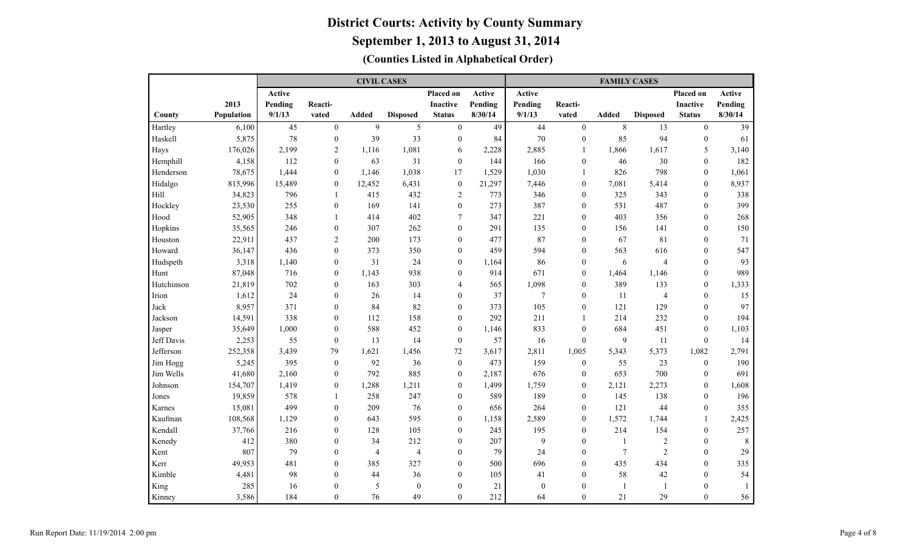# District Courts: Activity by County Summary

## September 1, 2013 to August 31, 2014

### (Counties Listed in Alphabetical Order)

| | | CIVIL CASES | | | | | | FAMILY CASES | | | | | |
|---|---|---|---|---|---|---|---|---|---|---|---|---|---|
| County | 2013 Population | Active Pending 9/1/13 | Reacti-vated | Added | Disposed | Placed on Inactive Status | Active Pending 8/30/14 | Active Pending 9/1/13 | Reacti-vated | Added | Disposed | Placed on Inactive Status | Active Pending 8/30/14 |
| Hartley | 6,100 | 45 | 0 | 9 | 5 | 0 | 49 | 44 | 0 | 8 | 13 | 0 | 39 |
| Haskell | 5,875 | 78 | 0 | 39 | 33 | 0 | 84 | 70 | 0 | 85 | 94 | 0 | 61 |
| Hays | 176,026 | 2,199 | 2 | 1,116 | 1,081 | 6 | 2,228 | 2,885 | 1 | 1,866 | 1,617 | 5 | 3,140 |
| Hemphill | 4,158 | 112 | 0 | 63 | 31 | 0 | 144 | 166 | 0 | 46 | 30 | 0 | 182 |
| Henderson | 78,675 | 1,444 | 0 | 1,146 | 1,038 | 17 | 1,529 | 1,030 | 1 | 826 | 798 | 0 | 1,061 |
| Hidalgo | 815,996 | 15,489 | 0 | 12,452 | 6,431 | 0 | 21,297 | 7,446 | 0 | 7,081 | 5,414 | 0 | 8,937 |
| Hill | 34,823 | 796 | 1 | 415 | 432 | 2 | 773 | 346 | 0 | 325 | 343 | 0 | 338 |
| Hockley | 23,530 | 255 | 0 | 169 | 141 | 0 | 273 | 387 | 0 | 531 | 487 | 0 | 399 |
| Hood | 52,905 | 348 | 1 | 414 | 402 | 7 | 347 | 221 | 0 | 403 | 356 | 0 | 268 |
| Hopkins | 35,565 | 246 | 0 | 307 | 262 | 0 | 291 | 135 | 0 | 156 | 141 | 0 | 150 |
| Houston | 22,911 | 437 | 2 | 200 | 173 | 0 | 477 | 87 | 0 | 67 | 81 | 0 | 71 |
| Howard | 36,147 | 436 | 0 | 373 | 350 | 0 | 459 | 594 | 0 | 563 | 616 | 0 | 547 |
| Hudspeth | 3,318 | 1,140 | 0 | 31 | 24 | 0 | 1,164 | 86 | 0 | 6 | 4 | 0 | 93 |
| Hunt | 87,048 | 716 | 0 | 1,143 | 938 | 0 | 914 | 671 | 0 | 1,464 | 1,146 | 0 | 989 |
| Hutchinson | 21,819 | 702 | 0 | 163 | 303 | 4 | 565 | 1,098 | 0 | 389 | 133 | 0 | 1,333 |
| Irion | 1,612 | 24 | 0 | 26 | 14 | 0 | 37 | 7 | 0 | 11 | 4 | 0 | 15 |
| Jack | 8,957 | 371 | 0 | 84 | 82 | 0 | 373 | 105 | 0 | 121 | 129 | 0 | 97 |
| Jackson | 14,591 | 338 | 0 | 112 | 158 | 0 | 292 | 211 | 1 | 214 | 232 | 0 | 194 |
| Jasper | 35,649 | 1,000 | 0 | 588 | 452 | 0 | 1,146 | 833 | 0 | 684 | 451 | 0 | 1,103 |
| Jeff Davis | 2,253 | 55 | 0 | 13 | 14 | 0 | 57 | 16 | 0 | 9 | 11 | 0 | 14 |
| Jefferson | 252,358 | 3,439 | 79 | 1,621 | 1,456 | 72 | 3,617 | 2,811 | 1,005 | 5,343 | 5,373 | 1,082 | 2,791 |
| Jim Hogg | 5,245 | 395 | 0 | 92 | 36 | 0 | 473 | 159 | 0 | 55 | 23 | 0 | 190 |
| Jim Wells | 41,680 | 2,160 | 0 | 792 | 885 | 0 | 2,187 | 676 | 0 | 653 | 700 | 0 | 691 |
| Johnson | 154,707 | 1,419 | 0 | 1,288 | 1,211 | 0 | 1,499 | 1,759 | 0 | 2,121 | 2,273 | 0 | 1,608 |
| Jones | 19,859 | 578 | 1 | 258 | 247 | 0 | 589 | 189 | 0 | 145 | 138 | 0 | 196 |
| Karnes | 15,081 | 499 | 0 | 209 | 76 | 0 | 656 | 264 | 0 | 121 | 44 | 0 | 355 |
| Kaufman | 108,568 | 1,129 | 0 | 643 | 595 | 0 | 1,158 | 2,589 | 0 | 1,572 | 1,744 | 1 | 2,425 |
| Kendall | 37,766 | 216 | 0 | 128 | 105 | 0 | 245 | 195 | 0 | 214 | 154 | 0 | 257 |
| Kenedy | 412 | 380 | 0 | 34 | 212 | 0 | 207 | 9 | 0 | 1 | 2 | 0 | 8 |
| Kent | 807 | 79 | 0 | 4 | 4 | 0 | 79 | 24 | 0 | 7 | 2 | 0 | 29 |
| Kerr | 49,953 | 481 | 0 | 385 | 327 | 0 | 500 | 696 | 0 | 435 | 434 | 0 | 335 |
| Kimble | 4,481 | 98 | 0 | 44 | 36 | 0 | 105 | 41 | 0 | 58 | 42 | 0 | 54 |
| King | 285 | 16 | 0 | 5 | 0 | 0 | 21 | 0 | 0 | 1 | 1 | 0 | 1 |
| Kinney | 3,586 | 184 | 0 | 76 | 49 | 0 | 212 | 64 | 0 | 21 | 29 | 0 | 56 |

Run Report Date: 11/19/2014 2:00 pm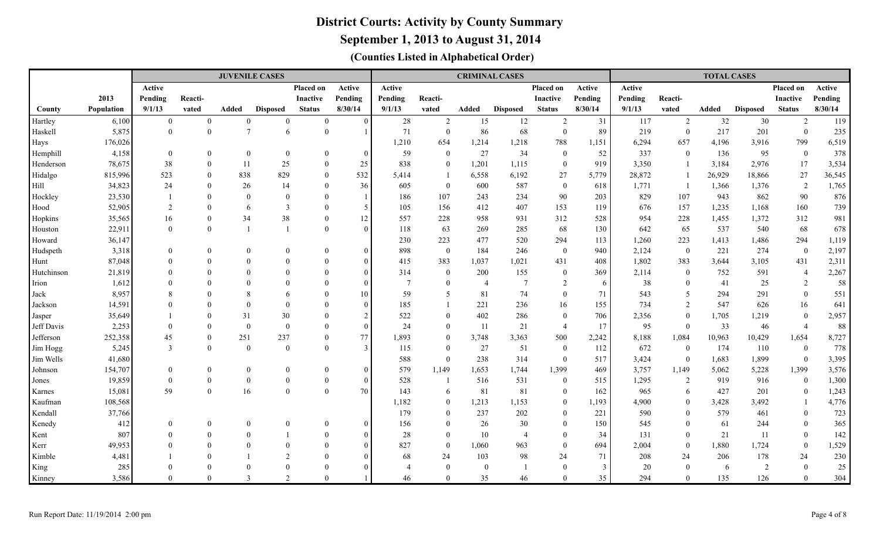# District Courts: Activity by County Summary

## September 1, 2013 to August 31, 2014

### (Counties Listed in Alphabetical Order)

| | | JUVENILE CASES | | | | | | CRIMINAL CASES | | | | | | TOTAL CASES | | | | | |
|---|---|---|---|---|---|---|---|---|---|---|---|---|---|---|---|---|---|---|---|
| County | 2013 Population | Active Pending 9/1/13 | Reacti-vated | Added | Disposed | Placed on Inactive Status | Active Pending 8/30/14 | Active Pending 9/1/13 | Reacti-vated | Added | Disposed | Placed on Inactive Status | Active Pending 8/30/14 | Active Pending 9/1/13 | Reacti-vated | Added | Disposed | Placed on Inactive Status | Active Pending 8/30/14 |
| Hartley | 6,100 | 0 | 0 | 0 | 0 | 0 | 0 | 28 | 2 | 15 | 12 | 2 | 31 | 117 | 2 | 32 | 30 | 2 | 119 |
| Haskell | 5,875 | 0 | 0 | 7 | 6 | 0 | 1 | 71 | 0 | 86 | 68 | 0 | 89 | 219 | 0 | 217 | 201 | 0 | 235 |
| Hays | 176,026 | | | | | | | 1,210 | 654 | 1,214 | 1,218 | 788 | 1,151 | 6,294 | 657 | 4,196 | 3,916 | 799 | 6,519 |
| Hemphill | 4,158 | 0 | 0 | 0 | 0 | 0 | 0 | 59 | 0 | 27 | 34 | 0 | 52 | 337 | 0 | 136 | 95 | 0 | 378 |
| Henderson | 78,675 | 38 | 0 | 11 | 25 | 0 | 25 | 838 | 0 | 1,201 | 1,115 | 0 | 919 | 3,350 | 1 | 3,184 | 2,976 | 17 | 3,534 |
| Hidalgo | 815,996 | 523 | 0 | 838 | 829 | 0 | 532 | 5,414 | 1 | 6,558 | 6,192 | 27 | 5,779 | 28,872 | 1 | 26,929 | 18,866 | 27 | 36,545 |
| Hill | 34,823 | 24 | 0 | 26 | 14 | 0 | 36 | 605 | 0 | 600 | 587 | 0 | 618 | 1,771 | 1 | 1,366 | 1,376 | 2 | 1,765 |
| Hockley | 23,530 | 1 | 0 | 0 | 0 | 0 | 1 | 186 | 107 | 243 | 234 | 90 | 203 | 829 | 107 | 943 | 862 | 90 | 876 |
| Hood | 52,905 | 2 | 0 | 6 | 3 | 0 | 5 | 105 | 156 | 412 | 407 | 153 | 119 | 676 | 157 | 1,235 | 1,168 | 160 | 739 |
| Hopkins | 35,565 | 16 | 0 | 34 | 38 | 0 | 12 | 557 | 228 | 958 | 931 | 312 | 528 | 954 | 228 | 1,455 | 1,372 | 312 | 981 |
| Houston | 22,911 | 0 | 0 | 1 | 1 | 0 | 0 | 118 | 63 | 269 | 285 | 68 | 130 | 642 | 65 | 537 | 540 | 68 | 678 |
| Howard | 36,147 | | | | | | | 230 | 223 | 477 | 520 | 294 | 113 | 1,260 | 223 | 1,413 | 1,486 | 294 | 1,119 |
| Hudspeth | 3,318 | 0 | 0 | 0 | 0 | 0 | 0 | 898 | 0 | 184 | 246 | 0 | 940 | 2,124 | 0 | 221 | 274 | 0 | 2,197 |
| Hunt | 87,048 | 0 | 0 | 0 | 0 | 0 | 0 | 415 | 383 | 1,037 | 1,021 | 431 | 408 | 1,802 | 383 | 3,644 | 3,105 | 431 | 2,311 |
| Hutchinson | 21,819 | 0 | 0 | 0 | 0 | 0 | 0 | 314 | 0 | 200 | 155 | 0 | 369 | 2,114 | 0 | 752 | 591 | 4 | 2,267 |
| Irion | 1,612 | 0 | 0 | 0 | 0 | 0 | 0 | 7 | 0 | 4 | 7 | 2 | 6 | 38 | 0 | 41 | 25 | 2 | 58 |
| Jack | 8,957 | 8 | 0 | 8 | 6 | 0 | 10 | 59 | 5 | 81 | 74 | 0 | 71 | 543 | 5 | 294 | 291 | 0 | 551 |
| Jackson | 14,591 | 0 | 0 | 0 | 0 | 0 | 0 | 185 | 1 | 221 | 236 | 16 | 155 | 734 | 2 | 547 | 626 | 16 | 641 |
| Jasper | 35,649 | 1 | 0 | 31 | 30 | 0 | 2 | 522 | 0 | 402 | 286 | 0 | 706 | 2,356 | 0 | 1,705 | 1,219 | 0 | 2,957 |
| Jeff Davis | 2,253 | 0 | 0 | 0 | 0 | 0 | 0 | 24 | 0 | 11 | 21 | 4 | 17 | 95 | 0 | 33 | 46 | 4 | 88 |
| Jefferson | 252,358 | 45 | 0 | 251 | 237 | 0 | 77 | 1,893 | 0 | 3,748 | 3,363 | 500 | 2,242 | 8,188 | 1,084 | 10,963 | 10,429 | 1,654 | 8,727 |
| Jim Hogg | 5,245 | 3 | 0 | 0 | 0 | 0 | 3 | 115 | 0 | 27 | 51 | 0 | 112 | 672 | 0 | 174 | 110 | 0 | 778 |
| Jim Wells | 41,680 | | | | | | | 588 | 0 | 238 | 314 | 0 | 517 | 3,424 | 0 | 1,683 | 1,899 | 0 | 3,395 |
| Johnson | 154,707 | 0 | 0 | 0 | 0 | 0 | 0 | 579 | 1,149 | 1,653 | 1,744 | 1,399 | 469 | 3,757 | 1,149 | 5,062 | 5,228 | 1,399 | 3,576 |
| Jones | 19,859 | 0 | 0 | 0 | 0 | 0 | 0 | 528 | 1 | 516 | 531 | 0 | 515 | 1,295 | 2 | 919 | 916 | 0 | 1,300 |
| Karnes | 15,081 | 59 | 0 | 16 | 0 | 0 | 70 | 143 | 6 | 81 | 81 | 0 | 162 | 965 | 6 | 427 | 201 | 0 | 1,243 |
| Kaufman | 108,568 | | | | | | | 1,182 | 0 | 1,213 | 1,153 | 0 | 1,193 | 4,900 | 0 | 3,428 | 3,492 | 1 | 4,776 |
| Kendall | 37,766 | | | | | | | 179 | 0 | 237 | 202 | 0 | 221 | 590 | 0 | 579 | 461 | 0 | 723 |
| Kenedy | 412 | 0 | 0 | 0 | 0 | 0 | 0 | 156 | 0 | 26 | 30 | 0 | 150 | 545 | 0 | 61 | 244 | 0 | 365 |
| Kent | 807 | 0 | 0 | 0 | 1 | 0 | 0 | 28 | 0 | 10 | 4 | 0 | 34 | 131 | 0 | 21 | 11 | 0 | 142 |
| Kerr | 49,953 | 0 | 0 | 0 | 0 | 0 | 0 | 827 | 0 | 1,060 | 963 | 0 | 694 | 2,004 | 0 | 1,880 | 1,724 | 0 | 1,529 |
| Kimble | 4,481 | 1 | 0 | 1 | 2 | 0 | 0 | 68 | 24 | 103 | 98 | 24 | 71 | 208 | 24 | 206 | 178 | 24 | 230 |
| King | 285 | 0 | 0 | 0 | 0 | 0 | 0 | 4 | 0 | 0 | 1 | 0 | 3 | 20 | 0 | 6 | 2 | 0 | 25 |
| Kinney | 3,586 | 0 | 0 | 3 | 2 | 0 | 1 | 46 | 0 | 35 | 46 | 0 | 35 | 294 | 0 | 135 | 126 | 0 | 304 |

Run Report Date: 11/19/2014 2:00 pm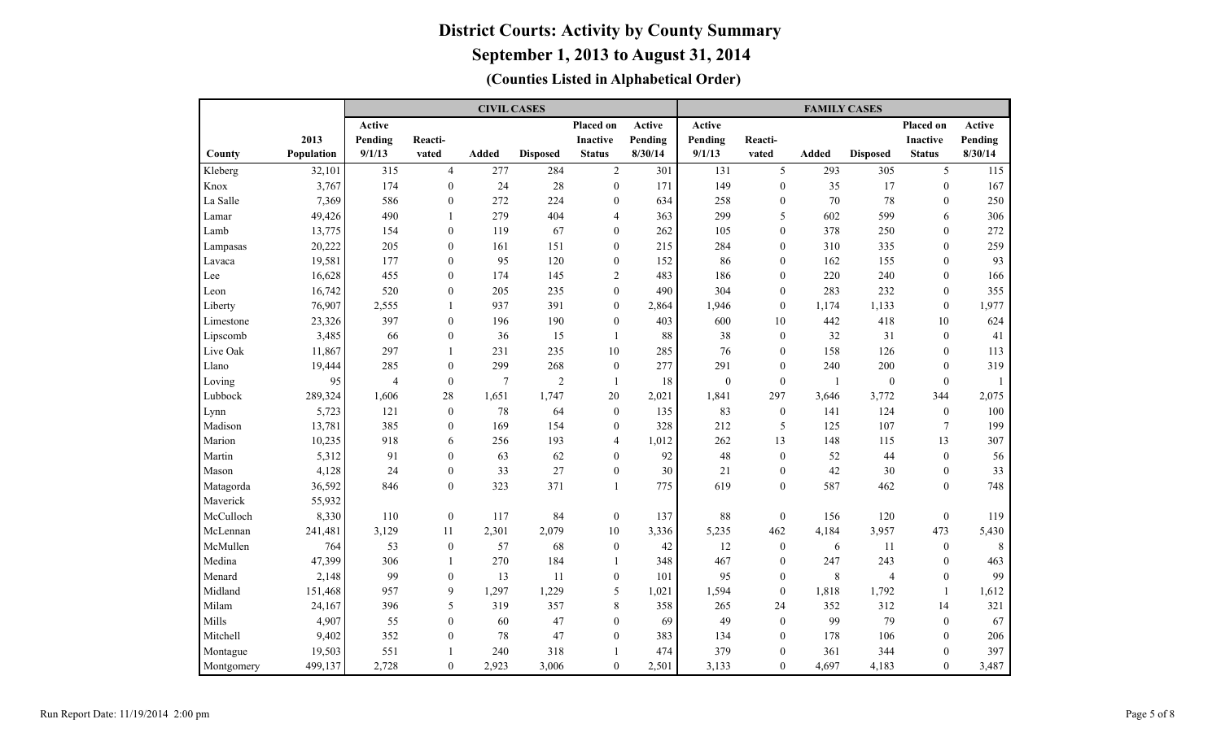# District Courts: Activity by County Summary

## September 1, 2013 to August 31, 2014

### (Counties Listed in Alphabetical Order)

| | | CIVIL CASES | | | | | | FAMILY CASES | | | | | |
|---|---|---|---|---|---|---|---|---|---|---|---|---|---|
| County | 2013 Population | Active Pending 9/1/13 | Reacti-vated | Added | Disposed | Placed on Inactive Status | Active Pending 8/30/14 | Active Pending 9/1/13 | Reacti-vated | Added | Disposed | Placed on Inactive Status | Active Pending 8/30/14 |
| Kleberg | 32,101 | 315 | 4 | 277 | 284 | 2 | 301 | 131 | 5 | 293 | 305 | 5 | 115 |
| Knox | 3,767 | 174 | 0 | 24 | 28 | 0 | 171 | 149 | 0 | 35 | 17 | 0 | 167 |
| La Salle | 7,369 | 586 | 0 | 272 | 224 | 0 | 634 | 258 | 0 | 70 | 78 | 0 | 250 |
| Lamar | 49,426 | 490 | 1 | 279 | 404 | 4 | 363 | 299 | 5 | 602 | 599 | 6 | 306 |
| Lamb | 13,775 | 154 | 0 | 119 | 67 | 0 | 262 | 105 | 0 | 378 | 250 | 0 | 272 |
| Lampasas | 20,222 | 205 | 0 | 161 | 151 | 0 | 215 | 284 | 0 | 310 | 335 | 0 | 259 |
| Lavaca | 19,581 | 177 | 0 | 95 | 120 | 0 | 152 | 86 | 0 | 162 | 155 | 0 | 93 |
| Lee | 16,628 | 455 | 0 | 174 | 145 | 2 | 483 | 186 | 0 | 220 | 240 | 0 | 166 |
| Leon | 16,742 | 520 | 0 | 205 | 235 | 0 | 490 | 304 | 0 | 283 | 232 | 0 | 355 |
| Liberty | 76,907 | 2,555 | 1 | 937 | 391 | 0 | 2,864 | 1,946 | 0 | 1,174 | 1,133 | 0 | 1,977 |
| Limestone | 23,326 | 397 | 0 | 196 | 190 | 0 | 403 | 600 | 10 | 442 | 418 | 10 | 624 |
| Lipscomb | 3,485 | 66 | 0 | 36 | 15 | 1 | 88 | 38 | 0 | 32 | 31 | 0 | 41 |
| Live Oak | 11,867 | 297 | 1 | 231 | 235 | 10 | 285 | 76 | 0 | 158 | 126 | 0 | 113 |
| Llano | 19,444 | 285 | 0 | 299 | 268 | 0 | 277 | 291 | 0 | 240 | 200 | 0 | 319 |
| Loving | 95 | 4 | 0 | 7 | 2 | 1 | 18 | 0 | 0 | 1 | 0 | 0 | 1 |
| Lubbock | 289,324 | 1,606 | 28 | 1,651 | 1,747 | 20 | 2,021 | 1,841 | 297 | 3,646 | 3,772 | 344 | 2,075 |
| Lynn | 5,723 | 121 | 0 | 78 | 64 | 0 | 135 | 83 | 0 | 141 | 124 | 0 | 100 |
| Madison | 13,781 | 385 | 0 | 169 | 154 | 0 | 328 | 212 | 5 | 125 | 107 | 7 | 199 |
| Marion | 10,235 | 918 | 6 | 256 | 193 | 4 | 1,012 | 262 | 13 | 148 | 115 | 13 | 307 |
| Martin | 5,312 | 91 | 0 | 63 | 62 | 0 | 92 | 48 | 0 | 52 | 44 | 0 | 56 |
| Mason | 4,128 | 24 | 0 | 33 | 27 | 0 | 30 | 21 | 0 | 42 | 30 | 0 | 33 |
| Matagorda | 36,592 | 846 | 0 | 323 | 371 | 1 | 775 | 619 | 0 | 587 | 462 | 0 | 748 |
| Maverick | 55,932 | | | | | | | | | | | | |
| McCulloch | 8,330 | 110 | 0 | 117 | 84 | 0 | 137 | 88 | 0 | 156 | 120 | 0 | 119 |
| McLennan | 241,481 | 3,129 | 11 | 2,301 | 2,079 | 10 | 3,336 | 5,235 | 462 | 4,184 | 3,957 | 473 | 5,430 |
| McMullen | 764 | 53 | 0 | 57 | 68 | 0 | 42 | 12 | 0 | 6 | 11 | 0 | 8 |
| Medina | 47,399 | 306 | 1 | 270 | 184 | 1 | 348 | 467 | 0 | 247 | 243 | 0 | 463 |
| Menard | 2,148 | 99 | 0 | 13 | 11 | 0 | 101 | 95 | 0 | 8 | 4 | 0 | 99 |
| Midland | 151,468 | 957 | 9 | 1,297 | 1,229 | 5 | 1,021 | 1,594 | 0 | 1,818 | 1,792 | 1 | 1,612 |
| Milam | 24,167 | 396 | 5 | 319 | 357 | 8 | 358 | 265 | 24 | 352 | 312 | 14 | 321 |
| Mills | 4,907 | 55 | 0 | 60 | 47 | 0 | 69 | 49 | 0 | 99 | 79 | 0 | 67 |
| Mitchell | 9,402 | 352 | 0 | 78 | 47 | 0 | 383 | 134 | 0 | 178 | 106 | 0 | 206 |
| Montague | 19,503 | 551 | 1 | 240 | 318 | 1 | 474 | 379 | 0 | 361 | 344 | 0 | 397 |
| Montgomery | 499,137 | 2,728 | 0 | 2,923 | 3,006 | 0 | 2,501 | 3,133 | 0 | 4,697 | 4,183 | 0 | 3,487 |

Run Report Date: 11/19/2014 2:00 pm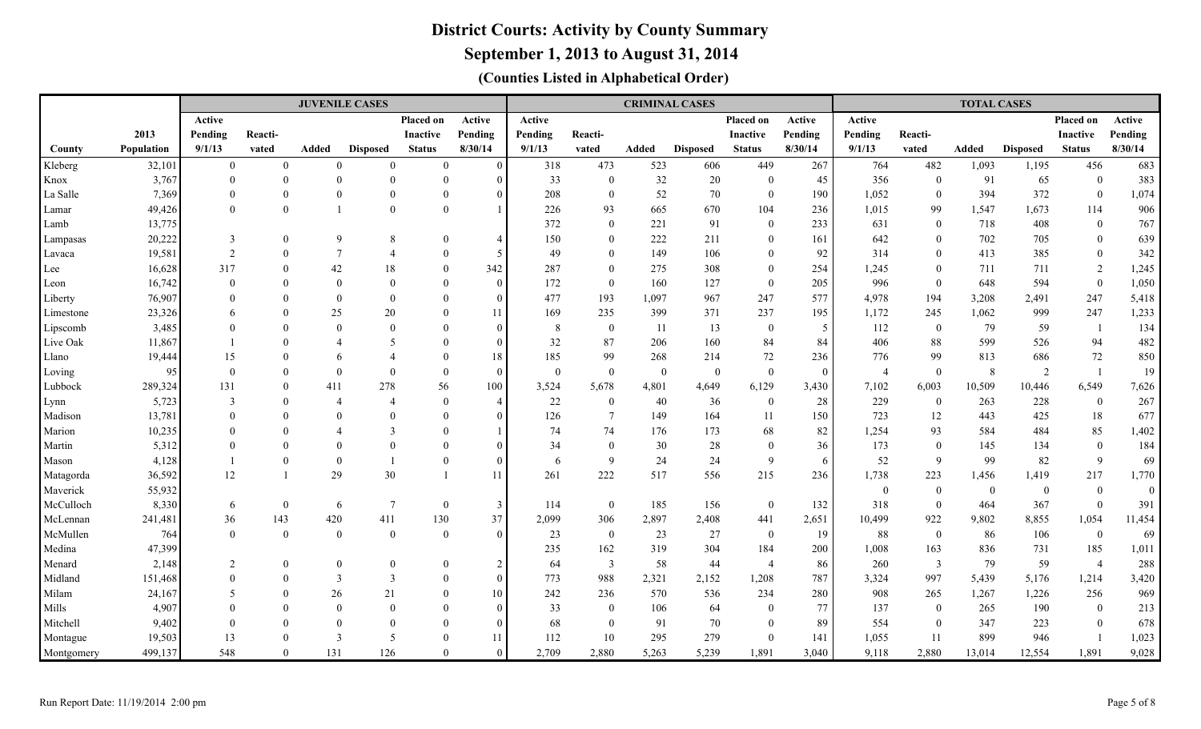# District Courts: Activity by County Summary

## September 1, 2013 to August 31, 2014

### (Counties Listed in Alphabetical Order)

| | | JUVENILE CASES | | | | | | CRIMINAL CASES | | | | | | TOTAL CASES | | | | | |
|---|---|---|---|---|---|---|---|---|---|---|---|---|---|---|---|---|---|---|---|
| County | 2013 Population | Active Pending 9/1/13 | Reacti-vated | Added | Disposed | Placed on Inactive Status | Active Pending 8/30/14 | Active Pending 9/1/13 | Reacti-vated | Added | Disposed | Placed on Inactive Status | Active Pending 8/30/14 | Active Pending 9/1/13 | Reacti-vated | Added | Disposed | Placed on Inactive Status | Active Pending 8/30/14 |
| Kleberg | 32,101 | 0 | 0 | 0 | 0 | 0 | 0 | 318 | 473 | 523 | 606 | 449 | 267 | 764 | 482 | 1,093 | 1,195 | 456 | 683 |
| Knox | 3,767 | 0 | 0 | 0 | 0 | 0 | 0 | 33 | 0 | 32 | 20 | 0 | 45 | 356 | 0 | 91 | 65 | 0 | 383 |
| La Salle | 7,369 | 0 | 0 | 0 | 0 | 0 | 0 | 208 | 0 | 52 | 70 | 0 | 190 | 1,052 | 0 | 394 | 372 | 0 | 1,074 |
| Lamar | 49,426 | 0 | 0 | 1 | 0 | 0 | 1 | 226 | 93 | 665 | 670 | 104 | 236 | 1,015 | 99 | 1,547 | 1,673 | 114 | 906 |
| Lamb | 13,775 | | | | | | | 372 | 0 | 221 | 91 | 0 | 233 | 631 | 0 | 718 | 408 | 0 | 767 |
| Lampasas | 20,222 | 3 | 0 | 9 | 8 | 0 | 4 | 150 | 0 | 222 | 211 | 0 | 161 | 642 | 0 | 702 | 705 | 0 | 639 |
| Lavaca | 19,581 | 2 | 0 | 7 | 4 | 0 | 5 | 49 | 0 | 149 | 106 | 0 | 92 | 314 | 0 | 413 | 385 | 0 | 342 |
| Lee | 16,628 | 317 | 0 | 42 | 18 | 0 | 342 | 287 | 0 | 275 | 308 | 0 | 254 | 1,245 | 0 | 711 | 711 | 2 | 1,245 |
| Leon | 16,742 | 0 | 0 | 0 | 0 | 0 | 0 | 172 | 0 | 160 | 127 | 0 | 205 | 996 | 0 | 648 | 594 | 0 | 1,050 |
| Liberty | 76,907 | 0 | 0 | 0 | 0 | 0 | 0 | 477 | 193 | 1,097 | 967 | 247 | 577 | 4,978 | 194 | 3,208 | 2,491 | 247 | 5,418 |
| Limestone | 23,326 | 6 | 0 | 25 | 20 | 0 | 11 | 169 | 235 | 399 | 371 | 237 | 195 | 1,172 | 245 | 1,062 | 999 | 247 | 1,233 |
| Lipscomb | 3,485 | 0 | 0 | 0 | 0 | 0 | 0 | 8 | 0 | 11 | 13 | 0 | 5 | 112 | 0 | 79 | 59 | 1 | 134 |
| Live Oak | 11,867 | 1 | 0 | 4 | 5 | 0 | 0 | 32 | 87 | 206 | 160 | 84 | 84 | 406 | 88 | 599 | 526 | 94 | 482 |
| Llano | 19,444 | 15 | 0 | 6 | 4 | 0 | 18 | 185 | 99 | 268 | 214 | 72 | 236 | 776 | 99 | 813 | 686 | 72 | 850 |
| Loving | 95 | 0 | 0 | 0 | 0 | 0 | 0 | 0 | 0 | 0 | 0 | 0 | 0 | 4 | 0 | 8 | 2 | 1 | 19 |
| Lubbock | 289,324 | 131 | 0 | 411 | 278 | 56 | 100 | 3,524 | 5,678 | 4,801 | 4,649 | 6,129 | 3,430 | 7,102 | 6,003 | 10,509 | 10,446 | 6,549 | 7,626 |
| Lynn | 5,723 | 3 | 0 | 4 | 4 | 0 | 4 | 22 | 0 | 40 | 36 | 0 | 28 | 229 | 0 | 263 | 228 | 0 | 267 |
| Madison | 13,781 | 0 | 0 | 0 | 0 | 0 | 0 | 126 | 7 | 149 | 164 | 11 | 150 | 723 | 12 | 443 | 425 | 18 | 677 |
| Marion | 10,235 | 0 | 0 | 4 | 3 | 0 | 1 | 74 | 74 | 176 | 173 | 68 | 82 | 1,254 | 93 | 584 | 484 | 85 | 1,402 |
| Martin | 5,312 | 0 | 0 | 0 | 0 | 0 | 0 | 34 | 0 | 30 | 28 | 0 | 36 | 173 | 0 | 145 | 134 | 0 | 184 |
| Mason | 4,128 | 1 | 0 | 0 | 1 | 0 | 0 | 6 | 9 | 24 | 24 | 9 | 6 | 52 | 9 | 99 | 82 | 9 | 69 |
| Matagorda | 36,592 | 12 | 1 | 29 | 30 | 1 | 11 | 261 | 222 | 517 | 556 | 215 | 236 | 1,738 | 223 | 1,456 | 1,419 | 217 | 1,770 |
| Maverick | 55,932 | | | | | | | | | | | | | 0 | 0 | 0 | 0 | 0 | 0 |
| McCulloch | 8,330 | 6 | 0 | 6 | 7 | 0 | 3 | 114 | 0 | 185 | 156 | 0 | 132 | 318 | 0 | 464 | 367 | 0 | 391 |
| McLennan | 241,481 | 36 | 143 | 420 | 411 | 130 | 37 | 2,099 | 306 | 2,897 | 2,408 | 441 | 2,651 | 10,499 | 922 | 9,802 | 8,855 | 1,054 | 11,454 |
| McMullen | 764 | 0 | 0 | 0 | 0 | 0 | 0 | 23 | 0 | 23 | 27 | 0 | 19 | 88 | 0 | 86 | 106 | 0 | 69 |
| Medina | 47,399 | | | | | | | 235 | 162 | 319 | 304 | 184 | 200 | 1,008 | 163 | 836 | 731 | 185 | 1,011 |
| Menard | 2,148 | 2 | 0 | 0 | 0 | 0 | 2 | 64 | 3 | 58 | 44 | 4 | 86 | 260 | 3 | 79 | 59 | 4 | 288 |
| Midland | 151,468 | 0 | 0 | 3 | 3 | 0 | 0 | 773 | 988 | 2,321 | 2,152 | 1,208 | 787 | 3,324 | 997 | 5,439 | 5,176 | 1,214 | 3,420 |
| Milam | 24,167 | 5 | 0 | 26 | 21 | 0 | 10 | 242 | 236 | 570 | 536 | 234 | 280 | 908 | 265 | 1,267 | 1,226 | 256 | 969 |
| Mills | 4,907 | 0 | 0 | 0 | 0 | 0 | 0 | 33 | 0 | 106 | 64 | 0 | 77 | 137 | 0 | 265 | 190 | 0 | 213 |
| Mitchell | 9,402 | 0 | 0 | 0 | 0 | 0 | 0 | 68 | 0 | 91 | 70 | 0 | 89 | 554 | 0 | 347 | 223 | 0 | 678 |
| Montague | 19,503 | 13 | 0 | 3 | 5 | 0 | 11 | 112 | 10 | 295 | 279 | 0 | 141 | 1,055 | 11 | 899 | 946 | 1 | 1,023 |
| Montgomery | 499,137 | 548 | 0 | 131 | 126 | 0 | 0 | 2,709 | 2,880 | 5,263 | 5,239 | 1,891 | 3,040 | 9,118 | 2,880 | 13,014 | 12,554 | 1,891 | 9,028 |

Run Report Date: 11/19/2014 2:00 pm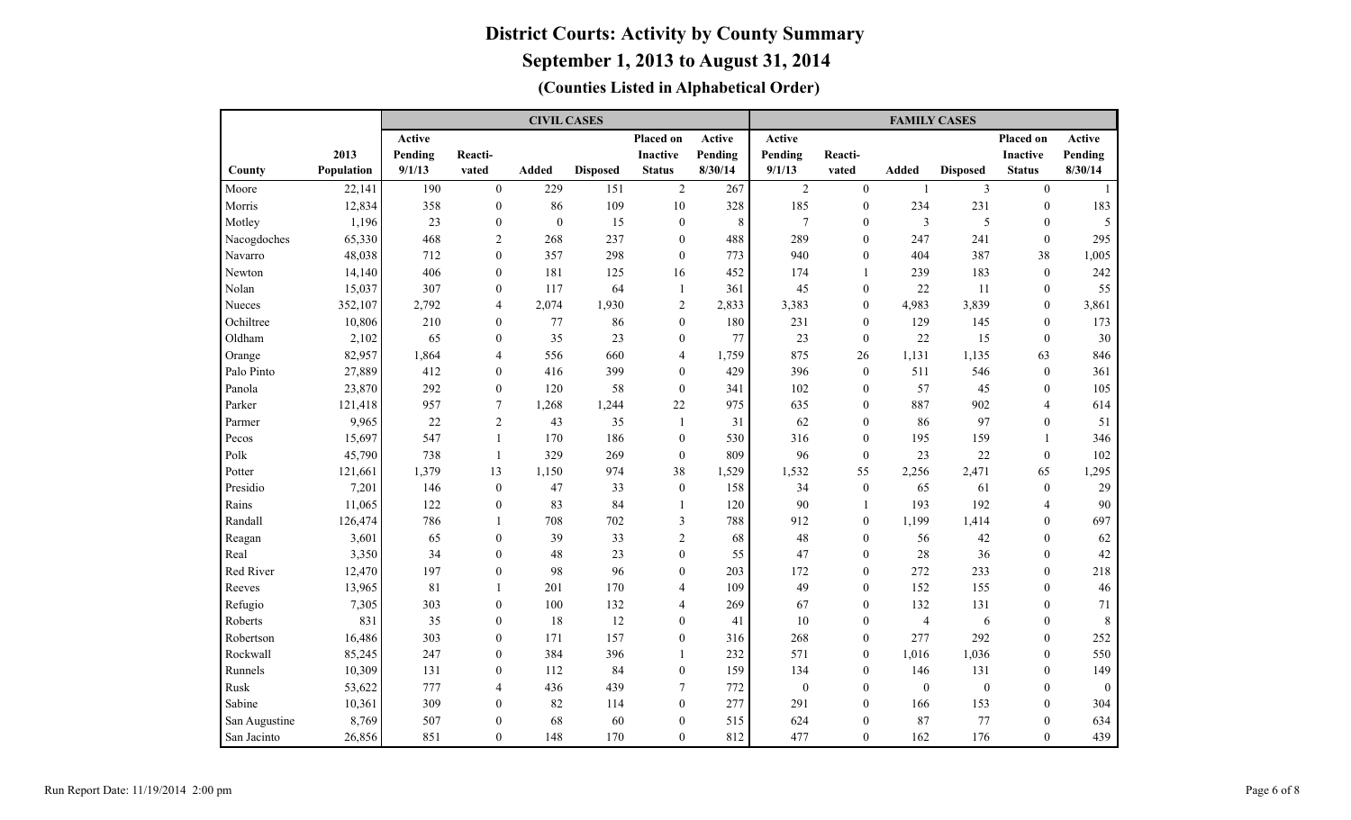# District Courts: Activity by County Summary

## September 1, 2013 to August 31, 2014

### (Counties Listed in Alphabetical Order)

| | | CIVIL CASES | | | | | | FAMILY CASES | | | | | |
|---|---|---|---|---|---|---|---|---|---|---|---|---|---|
| County | 2013 Population | Active Pending 9/1/13 | Reacti-vated | Added | Disposed | Placed on Inactive Status | Active Pending 8/30/14 | Active Pending 9/1/13 | Reacti-vated | Added | Disposed | Placed on Inactive Status | Active Pending 8/30/14 |
| Moore | 22,141 | 190 | 0 | 229 | 151 | 2 | 267 | 2 | 0 | 1 | 3 | 0 | 1 |
| Morris | 12,834 | 358 | 0 | 86 | 109 | 10 | 328 | 185 | 0 | 234 | 231 | 0 | 183 |
| Motley | 1,196 | 23 | 0 | 0 | 15 | 0 | 8 | 7 | 0 | 3 | 5 | 0 | 5 |
| Nacogdoches | 65,330 | 468 | 2 | 268 | 237 | 0 | 488 | 289 | 0 | 247 | 241 | 0 | 295 |
| Navarro | 48,038 | 712 | 0 | 357 | 298 | 0 | 773 | 940 | 0 | 404 | 387 | 38 | 1,005 |
| Newton | 14,140 | 406 | 0 | 181 | 125 | 16 | 452 | 174 | 1 | 239 | 183 | 0 | 242 |
| Nolan | 15,037 | 307 | 0 | 117 | 64 | 1 | 361 | 45 | 0 | 22 | 11 | 0 | 55 |
| Nueces | 352,107 | 2,792 | 4 | 2,074 | 1,930 | 2 | 2,833 | 3,383 | 0 | 4,983 | 3,839 | 0 | 3,861 |
| Ochiltree | 10,806 | 210 | 0 | 77 | 86 | 0 | 180 | 231 | 0 | 129 | 145 | 0 | 173 |
| Oldham | 2,102 | 65 | 0 | 35 | 23 | 0 | 77 | 23 | 0 | 22 | 15 | 0 | 30 |
| Orange | 82,957 | 1,864 | 4 | 556 | 660 | 4 | 1,759 | 875 | 26 | 1,131 | 1,135 | 63 | 846 |
| Palo Pinto | 27,889 | 412 | 0 | 416 | 399 | 0 | 429 | 396 | 0 | 511 | 546 | 0 | 361 |
| Panola | 23,870 | 292 | 0 | 120 | 58 | 0 | 341 | 102 | 0 | 57 | 45 | 0 | 105 |
| Parker | 121,418 | 957 | 7 | 1,268 | 1,244 | 22 | 975 | 635 | 0 | 887 | 902 | 4 | 614 |
| Parmer | 9,965 | 22 | 2 | 43 | 35 | 1 | 31 | 62 | 0 | 86 | 97 | 0 | 51 |
| Pecos | 15,697 | 547 | 1 | 170 | 186 | 0 | 530 | 316 | 0 | 195 | 159 | 1 | 346 |
| Polk | 45,790 | 738 | 1 | 329 | 269 | 0 | 809 | 96 | 0 | 23 | 22 | 0 | 102 |
| Potter | 121,661 | 1,379 | 13 | 1,150 | 974 | 38 | 1,529 | 1,532 | 55 | 2,256 | 2,471 | 65 | 1,295 |
| Presidio | 7,201 | 146 | 0 | 47 | 33 | 0 | 158 | 34 | 0 | 65 | 61 | 0 | 29 |
| Rains | 11,065 | 122 | 0 | 83 | 84 | 1 | 120 | 90 | 1 | 193 | 192 | 4 | 90 |
| Randall | 126,474 | 786 | 1 | 708 | 702 | 3 | 788 | 912 | 0 | 1,199 | 1,414 | 0 | 697 |
| Reagan | 3,601 | 65 | 0 | 39 | 33 | 2 | 68 | 48 | 0 | 56 | 42 | 0 | 62 |
| Real | 3,350 | 34 | 0 | 48 | 23 | 0 | 55 | 47 | 0 | 28 | 36 | 0 | 42 |
| Red River | 12,470 | 197 | 0 | 98 | 96 | 0 | 203 | 172 | 0 | 272 | 233 | 0 | 218 |
| Reeves | 13,965 | 81 | 1 | 201 | 170 | 4 | 109 | 49 | 0 | 152 | 155 | 0 | 46 |
| Refugio | 7,305 | 303 | 0 | 100 | 132 | 4 | 269 | 67 | 0 | 132 | 131 | 0 | 71 |
| Roberts | 831 | 35 | 0 | 18 | 12 | 0 | 41 | 10 | 0 | 4 | 6 | 0 | 8 |
| Robertson | 16,486 | 303 | 0 | 171 | 157 | 0 | 316 | 268 | 0 | 277 | 292 | 0 | 252 |
| Rockwall | 85,245 | 247 | 0 | 384 | 396 | 1 | 232 | 571 | 0 | 1,016 | 1,036 | 0 | 550 |
| Runnels | 10,309 | 131 | 0 | 112 | 84 | 0 | 159 | 134 | 0 | 146 | 131 | 0 | 149 |
| Rusk | 53,622 | 777 | 4 | 436 | 439 | 7 | 772 | 0 | 0 | 0 | 0 | 0 | 0 |
| Sabine | 10,361 | 309 | 0 | 82 | 114 | 0 | 277 | 291 | 0 | 166 | 153 | 0 | 304 |
| San Augustine | 8,769 | 507 | 0 | 68 | 60 | 0 | 515 | 624 | 0 | 87 | 77 | 0 | 634 |
| San Jacinto | 26,856 | 851 | 0 | 148 | 170 | 0 | 812 | 477 | 0 | 162 | 176 | 0 | 439 |

Run Report Date: 11/19/2014 2:00 pm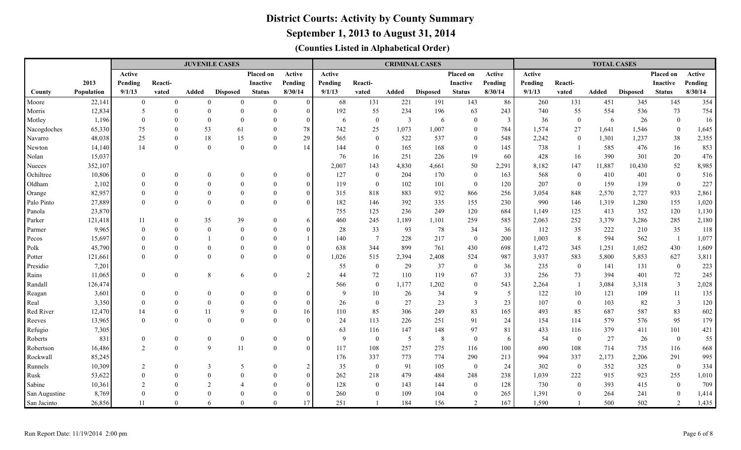# District Courts: Activity by County Summary

## September 1, 2013 to August 31, 2014

### (Counties Listed in Alphabetical Order)

| | | JUVENILE CASES | | | | | | CRIMINAL CASES | | | | | | TOTAL CASES | | | | | |
|---|---|---|---|---|---|---|---|---|---|---|---|---|---|---|---|---|---|---|---|
| County | 2013 Population | Active Pending 9/1/13 | Reacti-vated | Added | Disposed | Placed on Inactive Status | Active Pending 8/30/14 | Active Pending 9/1/13 | Reacti-vated | Added | Disposed | Placed on Inactive Status | Active Pending 8/30/14 | Active Pending 9/1/13 | Reacti-vated | Added | Disposed | Placed on Inactive Status | Active Pending 8/30/14 |
| Moore | 22,141 | 0 | 0 | 0 | 0 | 0 | 0 | 68 | 131 | 221 | 191 | 143 | 86 | 260 | 131 | 451 | 345 | 145 | 354 |
| Morris | 12,834 | 5 | 0 | 0 | 0 | 0 | 0 | 192 | 55 | 234 | 196 | 63 | 243 | 740 | 55 | 554 | 536 | 73 | 754 |
| Motley | 1,196 | 0 | 0 | 0 | 0 | 0 | 0 | 6 | 0 | 3 | 6 | 0 | 3 | 36 | 0 | 6 | 26 | 0 | 16 |
| Nacogdoches | 65,330 | 75 | 0 | 53 | 61 | 0 | 78 | 742 | 25 | 1,073 | 1,007 | 0 | 784 | 1,574 | 27 | 1,641 | 1,546 | 0 | 1,645 |
| Navarro | 48,038 | 25 | 0 | 18 | 15 | 0 | 29 | 565 | 0 | 522 | 537 | 0 | 548 | 2,242 | 0 | 1,301 | 1,237 | 38 | 2,355 |
| Newton | 14,140 | 14 | 0 | 0 | 0 | 0 | 14 | 144 | 0 | 165 | 168 | 0 | 145 | 738 | 1 | 585 | 476 | 16 | 853 |
| Nolan | 15,037 | | | | | | | 76 | 16 | 251 | 226 | 19 | 60 | 428 | 16 | 390 | 301 | 20 | 476 |
| Nueces | 352,107 | | | | | | | 2,007 | 143 | 4,830 | 4,661 | 50 | 2,291 | 8,182 | 147 | 11,887 | 10,430 | 52 | 8,985 |
| Ochiltree | 10,806 | 0 | 0 | 0 | 0 | 0 | 0 | 127 | 0 | 204 | 170 | 0 | 163 | 568 | 0 | 410 | 401 | 0 | 516 |
| Oldham | 2,102 | 0 | 0 | 0 | 0 | 0 | 0 | 119 | 0 | 102 | 101 | 0 | 120 | 207 | 0 | 159 | 139 | 0 | 227 |
| Orange | 82,957 | 0 | 0 | 0 | 0 | 0 | 0 | 315 | 818 | 883 | 932 | 866 | 256 | 3,054 | 848 | 2,570 | 2,727 | 933 | 2,861 |
| Palo Pinto | 27,889 | 0 | 0 | 0 | 0 | 0 | 0 | 182 | 146 | 392 | 335 | 155 | 230 | 990 | 146 | 1,319 | 1,280 | 155 | 1,020 |
| Panola | 23,870 | | | | | | | 755 | 125 | 236 | 249 | 120 | 684 | 1,149 | 125 | 413 | 352 | 120 | 1,130 |
| Parker | 121,418 | 11 | 0 | 35 | 39 | 0 | 6 | 460 | 245 | 1,189 | 1,101 | 259 | 585 | 2,063 | 252 | 3,379 | 3,286 | 285 | 2,180 |
| Parmer | 9,965 | 0 | 0 | 0 | 0 | 0 | 0 | 28 | 33 | 93 | 78 | 34 | 36 | 112 | 35 | 222 | 210 | 35 | 118 |
| Pecos | 15,697 | 0 | 0 | 1 | 0 | 0 | 1 | 140 | 7 | 228 | 217 | 0 | 200 | 1,003 | 8 | 594 | 562 | 1 | 1,077 |
| Polk | 45,790 | 0 | 0 | 0 | 0 | 0 | 0 | 638 | 344 | 899 | 761 | 430 | 698 | 1,472 | 345 | 1,251 | 1,052 | 430 | 1,609 |
| Potter | 121,661 | 0 | 0 | 0 | 0 | 0 | 0 | 1,026 | 515 | 2,394 | 2,408 | 524 | 987 | 3,937 | 583 | 5,800 | 5,853 | 627 | 3,811 |
| Presidio | 7,201 | | | | | | | 55 | 0 | 29 | 37 | 0 | 36 | 235 | 0 | 141 | 131 | 0 | 223 |
| Rains | 11,065 | 0 | 0 | 8 | 6 | 0 | 2 | 44 | 72 | 110 | 119 | 67 | 33 | 256 | 73 | 394 | 401 | 72 | 245 |
| Randall | 126,474 | | | | | | | 566 | 0 | 1,177 | 1,202 | 0 | 543 | 2,264 | 1 | 3,084 | 3,318 | 3 | 2,028 |
| Reagan | 3,601 | 0 | 0 | 0 | 0 | 0 | 0 | 9 | 10 | 26 | 34 | 9 | 5 | 122 | 10 | 121 | 109 | 11 | 135 |
| Real | 3,350 | 0 | 0 | 0 | 0 | 0 | 0 | 26 | 0 | 27 | 23 | 3 | 23 | 107 | 0 | 103 | 82 | 3 | 120 |
| Red River | 12,470 | 14 | 0 | 11 | 9 | 0 | 16 | 110 | 85 | 306 | 249 | 83 | 165 | 493 | 85 | 687 | 587 | 83 | 602 |
| Reeves | 13,965 | 0 | 0 | 0 | 0 | 0 | 0 | 24 | 113 | 226 | 251 | 91 | 24 | 154 | 114 | 579 | 576 | 95 | 179 |
| Refugio | 7,305 | | | | | | | 63 | 116 | 147 | 148 | 97 | 81 | 433 | 116 | 379 | 411 | 101 | 421 |
| Roberts | 831 | 0 | 0 | 0 | 0 | 0 | 0 | 9 | 0 | 5 | 8 | 0 | 6 | 54 | 0 | 27 | 26 | 0 | 55 |
| Robertson | 16,486 | 2 | 0 | 9 | 11 | 0 | 0 | 117 | 108 | 257 | 275 | 116 | 100 | 690 | 108 | 714 | 735 | 116 | 668 |
| Rockwall | 85,245 | | | | | | | 176 | 337 | 773 | 774 | 290 | 213 | 994 | 337 | 2,173 | 2,206 | 291 | 995 |
| Runnels | 10,309 | 2 | 0 | 3 | 5 | 0 | 2 | 35 | 0 | 91 | 105 | 0 | 24 | 302 | 0 | 352 | 325 | 0 | 334 |
| Rusk | 53,622 | 0 | 0 | 0 | 0 | 0 | 0 | 262 | 218 | 479 | 484 | 248 | 238 | 1,039 | 222 | 915 | 923 | 255 | 1,010 |
| Sabine | 10,361 | 2 | 0 | 2 | 4 | 0 | 0 | 128 | 0 | 143 | 144 | 0 | 128 | 730 | 0 | 393 | 415 | 0 | 709 |
| San Augustine | 8,769 | 0 | 0 | 0 | 0 | 0 | 0 | 260 | 0 | 109 | 104 | 0 | 265 | 1,391 | 0 | 264 | 241 | 0 | 1,414 |
| San Jacinto | 26,856 | 11 | 0 | 6 | 0 | 0 | 17 | 251 | 1 | 184 | 156 | 2 | 167 | 1,590 | 1 | 500 | 502 | 2 | 1,435 |

Run Report Date: 11/19/2014 2:00 pm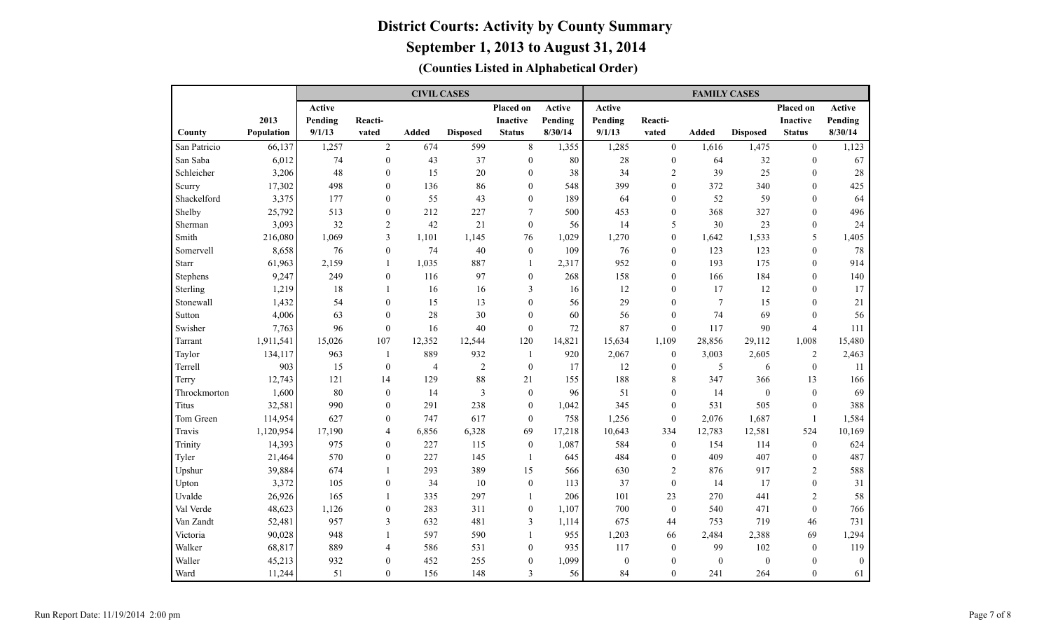# District Courts: Activity by County Summary

## September 1, 2013 to August 31, 2014

### (Counties Listed in Alphabetical Order)

| | | CIVIL CASES | | | | | | FAMILY CASES | | | | | |
|---|---|---|---|---|---|---|---|---|---|---|---|---|---|
| County | 2013 Population | Active Pending 9/1/13 | Reacti-vated | Added | Disposed | Placed on Inactive Status | Active Pending 8/30/14 | Active Pending 9/1/13 | Reacti-vated | Added | Disposed | Placed on Inactive Status | Active Pending 8/30/14 |
| San Patricio | 66,137 | 1,257 | 2 | 674 | 599 | 8 | 1,355 | 1,285 | 0 | 1,616 | 1,475 | 0 | 1,123 |
| San Saba | 6,012 | 74 | 0 | 43 | 37 | 0 | 80 | 28 | 0 | 64 | 32 | 0 | 67 |
| Schleicher | 3,206 | 48 | 0 | 15 | 20 | 0 | 38 | 34 | 2 | 39 | 25 | 0 | 28 |
| Scurry | 17,302 | 498 | 0 | 136 | 86 | 0 | 548 | 399 | 0 | 372 | 340 | 0 | 425 |
| Shackelford | 3,375 | 177 | 0 | 55 | 43 | 0 | 189 | 64 | 0 | 52 | 59 | 0 | 64 |
| Shelby | 25,792 | 513 | 0 | 212 | 227 | 7 | 500 | 453 | 0 | 368 | 327 | 0 | 496 |
| Sherman | 3,093 | 32 | 2 | 42 | 21 | 0 | 56 | 14 | 5 | 30 | 23 | 0 | 24 |
| Smith | 216,080 | 1,069 | 3 | 1,101 | 1,145 | 76 | 1,029 | 1,270 | 0 | 1,642 | 1,533 | 5 | 1,405 |
| Somervell | 8,658 | 76 | 0 | 74 | 40 | 0 | 109 | 76 | 0 | 123 | 123 | 0 | 78 |
| Starr | 61,963 | 2,159 | 1 | 1,035 | 887 | 1 | 2,317 | 952 | 0 | 193 | 175 | 0 | 914 |
| Stephens | 9,247 | 249 | 0 | 116 | 97 | 0 | 268 | 158 | 0 | 166 | 184 | 0 | 140 |
| Sterling | 1,219 | 18 | 1 | 16 | 16 | 3 | 16 | 12 | 0 | 17 | 12 | 0 | 17 |
| Stonewall | 1,432 | 54 | 0 | 15 | 13 | 0 | 56 | 29 | 0 | 7 | 15 | 0 | 21 |
| Sutton | 4,006 | 63 | 0 | 28 | 30 | 0 | 60 | 56 | 0 | 74 | 69 | 0 | 56 |
| Swisher | 7,763 | 96 | 0 | 16 | 40 | 0 | 72 | 87 | 0 | 117 | 90 | 4 | 111 |
| Tarrant | 1,911,541 | 15,026 | 107 | 12,352 | 12,544 | 120 | 14,821 | 15,634 | 1,109 | 28,856 | 29,112 | 1,008 | 15,480 |
| Taylor | 134,117 | 963 | 1 | 889 | 932 | 1 | 920 | 2,067 | 0 | 3,003 | 2,605 | 2 | 2,463 |
| Terrell | 903 | 15 | 0 | 4 | 2 | 0 | 17 | 12 | 0 | 5 | 6 | 0 | 11 |
| Terry | 12,743 | 121 | 14 | 129 | 88 | 21 | 155 | 188 | 8 | 347 | 366 | 13 | 166 |
| Throckmorton | 1,600 | 80 | 0 | 14 | 3 | 0 | 96 | 51 | 0 | 14 | 0 | 0 | 69 |
| Titus | 32,581 | 990 | 0 | 291 | 238 | 0 | 1,042 | 345 | 0 | 531 | 505 | 0 | 388 |
| Tom Green | 114,954 | 627 | 0 | 747 | 617 | 0 | 758 | 1,256 | 0 | 2,076 | 1,687 | 1 | 1,584 |
| Travis | 1,120,954 | 17,190 | 4 | 6,856 | 6,328 | 69 | 17,218 | 10,643 | 334 | 12,783 | 12,581 | 524 | 10,169 |
| Trinity | 14,393 | 975 | 0 | 227 | 115 | 0 | 1,087 | 584 | 0 | 154 | 114 | 0 | 624 |
| Tyler | 21,464 | 570 | 0 | 227 | 145 | 1 | 645 | 484 | 0 | 409 | 407 | 0 | 487 |
| Upshur | 39,884 | 674 | 1 | 293 | 389 | 15 | 566 | 630 | 2 | 876 | 917 | 2 | 588 |
| Upton | 3,372 | 105 | 0 | 34 | 10 | 0 | 113 | 37 | 0 | 14 | 17 | 0 | 31 |
| Uvalde | 26,926 | 165 | 1 | 335 | 297 | 1 | 206 | 101 | 23 | 270 | 441 | 2 | 58 |
| Val Verde | 48,623 | 1,126 | 0 | 283 | 311 | 0 | 1,107 | 700 | 0 | 540 | 471 | 0 | 766 |
| Van Zandt | 52,481 | 957 | 3 | 632 | 481 | 3 | 1,114 | 675 | 44 | 753 | 719 | 46 | 731 |
| Victoria | 90,028 | 948 | 1 | 597 | 590 | 1 | 955 | 1,203 | 66 | 2,484 | 2,388 | 69 | 1,294 |
| Walker | 68,817 | 889 | 4 | 586 | 531 | 0 | 935 | 117 | 0 | 99 | 102 | 0 | 119 |
| Waller | 45,213 | 932 | 0 | 452 | 255 | 0 | 1,099 | 0 | 0 | 0 | 0 | 0 | 0 |
| Ward | 11,244 | 51 | 0 | 156 | 148 | 3 | 56 | 84 | 0 | 241 | 264 | 0 | 61 |

Run Report Date: 11/19/2014 2:00 pm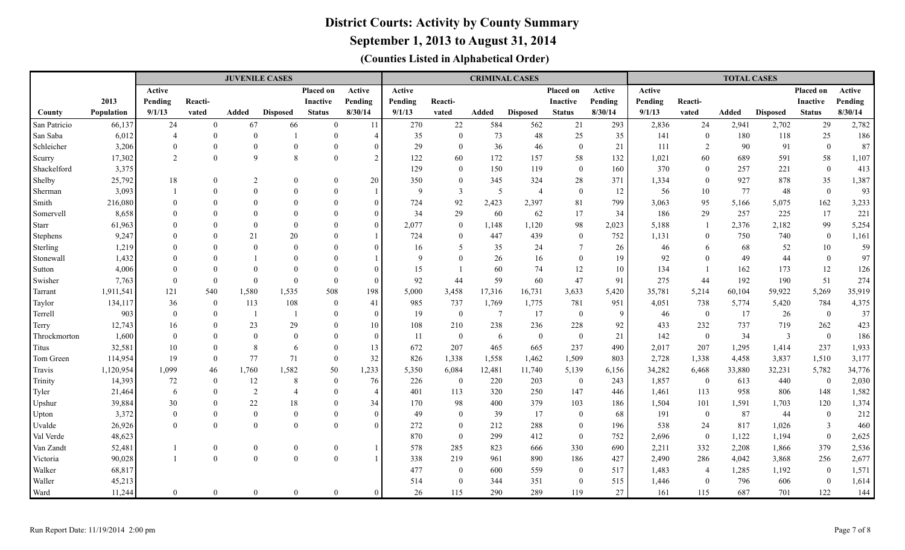# District Courts: Activity by County Summary

## September 1, 2013 to August 31, 2014

### (Counties Listed in Alphabetical Order)

| | | JUVENILE CASES | | | | | | CRIMINAL CASES | | | | | | TOTAL CASES | | | | | |
|---|---|---|---|---|---|---|---|---|---|---|---|---|---|---|---|---|---|---|---|
| County | 2013 Population | Active Pending 9/1/13 | Reacti-vated | Added | Disposed | Placed on Inactive Status | Active Pending 8/30/14 | Active Pending 9/1/13 | Reacti-vated | Added | Disposed | Placed on Inactive Status | Active Pending 8/30/14 | Active Pending 9/1/13 | Reacti-vated | Added | Disposed | Placed on Inactive Status | Active Pending 8/30/14 |
| San Patricio | 66,137 | 24 | 0 | 67 | 66 | 0 | 11 | 270 | 22 | 584 | 562 | 21 | 293 | 2,836 | 24 | 2,941 | 2,702 | 29 | 2,782 |
| San Saba | 6,012 | 4 | 0 | 0 | 1 | 0 | 4 | 35 | 0 | 73 | 48 | 25 | 35 | 141 | 0 | 180 | 118 | 25 | 186 |
| Schleicher | 3,206 | 0 | 0 | 0 | 0 | 0 | 0 | 29 | 0 | 36 | 46 | 0 | 21 | 111 | 2 | 90 | 91 | 0 | 87 |
| Scurry | 17,302 | 2 | 0 | 9 | 8 | 0 | 2 | 122 | 60 | 172 | 157 | 58 | 132 | 1,021 | 60 | 689 | 591 | 58 | 1,107 |
| Shackelford | 3,375 | | | | | | | 129 | 0 | 150 | 119 | 0 | 160 | 370 | 0 | 257 | 221 | 0 | 413 |
| Shelby | 25,792 | 18 | 0 | 2 | 0 | 0 | 20 | 350 | 0 | 345 | 324 | 28 | 371 | 1,334 | 0 | 927 | 878 | 35 | 1,387 |
| Sherman | 3,093 | 1 | 0 | 0 | 0 | 0 | 1 | 9 | 3 | 5 | 4 | 0 | 12 | 56 | 10 | 77 | 48 | 0 | 93 |
| Smith | 216,080 | 0 | 0 | 0 | 0 | 0 | 0 | 724 | 92 | 2,423 | 2,397 | 81 | 799 | 3,063 | 95 | 5,166 | 5,075 | 162 | 3,233 |
| Somervell | 8,658 | 0 | 0 | 0 | 0 | 0 | 0 | 34 | 29 | 60 | 62 | 17 | 34 | 186 | 29 | 257 | 225 | 17 | 221 |
| Starr | 61,963 | 0 | 0 | 0 | 0 | 0 | 0 | 2,077 | 0 | 1,148 | 1,120 | 98 | 2,023 | 5,188 | 1 | 2,376 | 2,182 | 99 | 5,254 |
| Stephens | 9,247 | 0 | 0 | 21 | 20 | 0 | 1 | 724 | 0 | 447 | 439 | 0 | 752 | 1,131 | 0 | 750 | 740 | 0 | 1,161 |
| Sterling | 1,219 | 0 | 0 | 0 | 0 | 0 | 0 | 16 | 5 | 35 | 24 | 7 | 26 | 46 | 6 | 68 | 52 | 10 | 59 |
| Stonewall | 1,432 | 0 | 0 | 1 | 0 | 0 | 1 | 9 | 0 | 26 | 16 | 0 | 19 | 92 | 0 | 49 | 44 | 0 | 97 |
| Sutton | 4,006 | 0 | 0 | 0 | 0 | 0 | 0 | 15 | 1 | 60 | 74 | 12 | 10 | 134 | 1 | 162 | 173 | 12 | 126 |
| Swisher | 7,763 | 0 | 0 | 0 | 0 | 0 | 0 | 92 | 44 | 59 | 60 | 47 | 91 | 275 | 44 | 192 | 190 | 51 | 274 |
| Tarrant | 1,911,541 | 121 | 540 | 1,580 | 1,535 | 508 | 198 | 5,000 | 3,458 | 17,316 | 16,731 | 3,633 | 5,420 | 35,781 | 5,214 | 60,104 | 59,922 | 5,269 | 35,919 |
| Taylor | 134,117 | 36 | 0 | 113 | 108 | 0 | 41 | 985 | 737 | 1,769 | 1,775 | 781 | 951 | 4,051 | 738 | 5,774 | 5,420 | 784 | 4,375 |
| Terrell | 903 | 0 | 0 | 1 | 1 | 0 | 0 | 19 | 0 | 7 | 17 | 0 | 9 | 46 | 0 | 17 | 26 | 0 | 37 |
| Terry | 12,743 | 16 | 0 | 23 | 29 | 0 | 10 | 108 | 210 | 238 | 236 | 228 | 92 | 433 | 232 | 737 | 719 | 262 | 423 |
| Throckmorton | 1,600 | 0 | 0 | 0 | 0 | 0 | 0 | 11 | 0 | 6 | 0 | 0 | 21 | 142 | 0 | 34 | 3 | 0 | 186 |
| Titus | 32,581 | 10 | 0 | 8 | 6 | 0 | 13 | 672 | 207 | 465 | 665 | 237 | 490 | 2,017 | 207 | 1,295 | 1,414 | 237 | 1,933 |
| Tom Green | 114,954 | 19 | 0 | 77 | 71 | 0 | 32 | 826 | 1,338 | 1,558 | 1,462 | 1,509 | 803 | 2,728 | 1,338 | 4,458 | 3,837 | 1,510 | 3,177 |
| Travis | 1,120,954 | 1,099 | 46 | 1,760 | 1,582 | 50 | 1,233 | 5,350 | 6,084 | 12,481 | 11,740 | 5,139 | 6,156 | 34,282 | 6,468 | 33,880 | 32,231 | 5,782 | 34,776 |
| Trinity | 14,393 | 72 | 0 | 12 | 8 | 0 | 76 | 226 | 0 | 220 | 203 | 0 | 243 | 1,857 | 0 | 613 | 440 | 0 | 2,030 |
| Tyler | 21,464 | 6 | 0 | 2 | 4 | 0 | 4 | 401 | 113 | 320 | 250 | 147 | 446 | 1,461 | 113 | 958 | 806 | 148 | 1,582 |
| Upshur | 39,884 | 30 | 0 | 22 | 18 | 0 | 34 | 170 | 98 | 400 | 379 | 103 | 186 | 1,504 | 101 | 1,591 | 1,703 | 120 | 1,374 |
| Upton | 3,372 | 0 | 0 | 0 | 0 | 0 | 0 | 49 | 0 | 39 | 17 | 0 | 68 | 191 | 0 | 87 | 44 | 0 | 212 |
| Uvalde | 26,926 | 0 | 0 | 0 | 0 | 0 | 0 | 272 | 0 | 212 | 288 | 0 | 196 | 538 | 24 | 817 | 1,026 | 3 | 460 |
| Val Verde | 48,623 | | | | | | | 870 | 0 | 299 | 412 | 0 | 752 | 2,696 | 0 | 1,122 | 1,194 | 0 | 2,625 |
| Van Zandt | 52,481 | 1 | 0 | 0 | 0 | 0 | 1 | 578 | 285 | 823 | 666 | 330 | 690 | 2,211 | 332 | 2,208 | 1,866 | 379 | 2,536 |
| Victoria | 90,028 | 1 | 0 | 0 | 0 | 0 | 1 | 338 | 219 | 961 | 890 | 186 | 427 | 2,490 | 286 | 4,042 | 3,868 | 256 | 2,677 |
| Walker | 68,817 | | | | | | | 477 | 0 | 600 | 559 | 0 | 517 | 1,483 | 4 | 1,285 | 1,192 | 0 | 1,571 |
| Waller | 45,213 | | | | | | | 514 | 0 | 344 | 351 | 0 | 515 | 1,446 | 0 | 796 | 606 | 0 | 1,614 |
| Ward | 11,244 | 0 | 0 | 0 | 0 | 0 | 0 | 26 | 115 | 290 | 289 | 119 | 27 | 161 | 115 | 687 | 701 | 122 | 144 |

Run Report Date: 11/19/2014 2:00 pm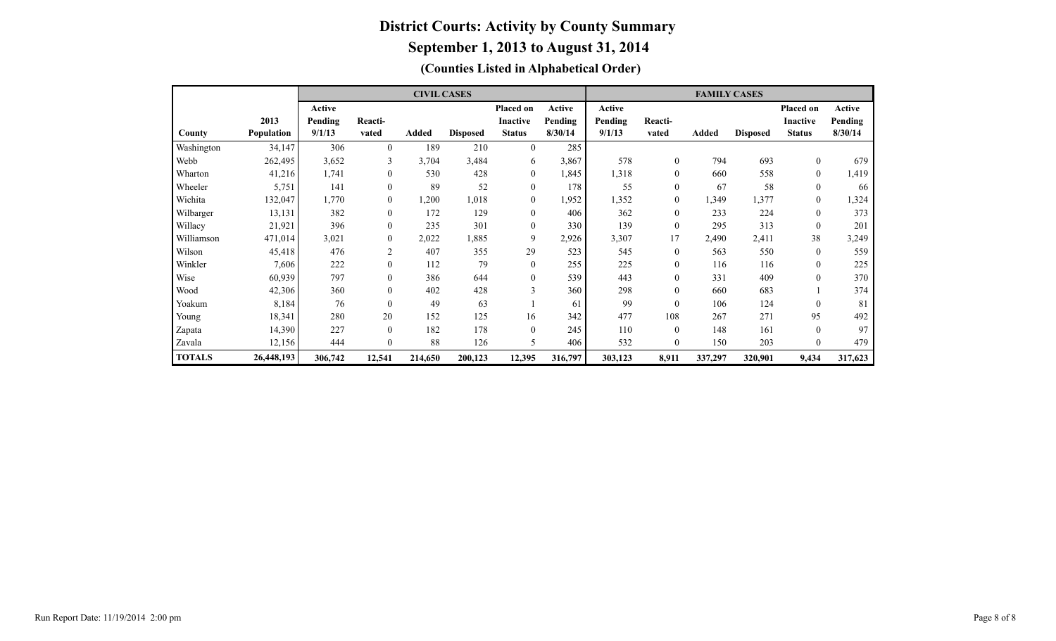# District Courts: Activity by County Summary

## September 1, 2013 to August 31, 2014

### (Counties Listed in Alphabetical Order)

| | | CIVIL CASES | | | | | | FAMILY CASES | | | | | |
|---|---|---|---|---|---|---|---|---|---|---|---|---|---|
| County | 2013 Population | Active Pending 9/1/13 | Reacti-vated | Added | Disposed | Placed on Inactive Status | Active Pending 8/30/14 | Active Pending 9/1/13 | Reacti-vated | Added | Disposed | Placed on Inactive Status | Active Pending 8/30/14 |
| Washington | 34,147 | 306 | 0 | 189 | 210 | 0 | 285 | | | | | | |
| Webb | 262,495 | 3,652 | 3 | 3,704 | 3,484 | 6 | 3,867 | 578 | 0 | 794 | 693 | 0 | 679 |
| Wharton | 41,216 | 1,741 | 0 | 530 | 428 | 0 | 1,845 | 1,318 | 0 | 660 | 558 | 0 | 1,419 |
| Wheeler | 5,751 | 141 | 0 | 89 | 52 | 0 | 178 | 55 | 0 | 67 | 58 | 0 | 66 |
| Wichita | 132,047 | 1,770 | 0 | 1,200 | 1,018 | 0 | 1,952 | 1,352 | 0 | 1,349 | 1,377 | 0 | 1,324 |
| Wilbarger | 13,131 | 382 | 0 | 172 | 129 | 0 | 406 | 362 | 0 | 233 | 224 | 0 | 373 |
| Willacy | 21,921 | 396 | 0 | 235 | 301 | 0 | 330 | 139 | 0 | 295 | 313 | 0 | 201 |
| Williamson | 471,014 | 3,021 | 0 | 2,022 | 1,885 | 9 | 2,926 | 3,307 | 17 | 2,490 | 2,411 | 38 | 3,249 |
| Wilson | 45,418 | 476 | 2 | 407 | 355 | 29 | 523 | 545 | 0 | 563 | 550 | 0 | 559 |
| Winkler | 7,606 | 222 | 0 | 112 | 79 | 0 | 255 | 225 | 0 | 116 | 116 | 0 | 225 |
| Wise | 60,939 | 797 | 0 | 386 | 644 | 0 | 539 | 443 | 0 | 331 | 409 | 0 | 370 |
| Wood | 42,306 | 360 | 0 | 402 | 428 | 3 | 360 | 298 | 0 | 660 | 683 | 1 | 374 |
| Yoakum | 8,184 | 76 | 0 | 49 | 63 | 1 | 61 | 99 | 0 | 106 | 124 | 0 | 81 |
| Young | 18,341 | 280 | 20 | 152 | 125 | 16 | 342 | 477 | 108 | 267 | 271 | 95 | 492 |
| Zapata | 14,390 | 227 | 0 | 182 | 178 | 0 | 245 | 110 | 0 | 148 | 161 | 0 | 97 |
| Zavala | 12,156 | 444 | 0 | 88 | 126 | 5 | 406 | 532 | 0 | 150 | 203 | 0 | 479 |
| **TOTALS** | **26,448,193** | **306,742** | **12,541** | **214,650** | **200,123** | **12,395** | **316,797** | **303,123** | **8,911** | **337,297** | **320,901** | **9,434** | **317,623** |

Run Report Date: 11/19/2014 2:00 pm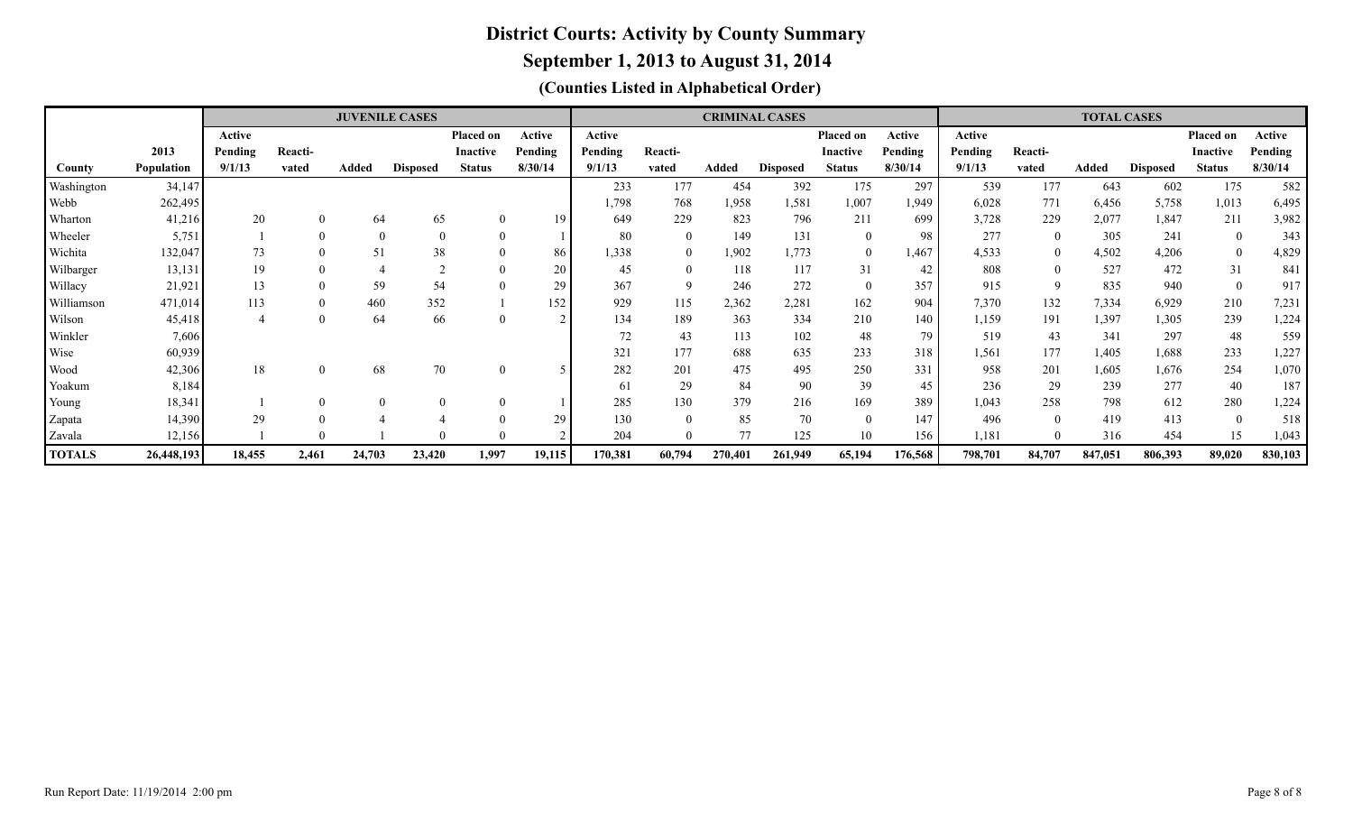# District Courts: Activity by County Summary

## September 1, 2013 to August 31, 2014

### (Counties Listed in Alphabetical Order)

| | | JUVENILE CASES | | | | | | CRIMINAL CASES | | | | | | TOTAL CASES | | | | | |
|---|---|---|---|---|---|---|---|---|---|---|---|---|---|---|---|---|---|---|---|
| County | 2013 Population | Active Pending 9/1/13 | Reacti-vated | Added | Disposed | Placed on Inactive Status | Active Pending 8/30/14 | Active Pending 9/1/13 | Reacti-vated | Added | Disposed | Placed on Inactive Status | Active Pending 8/30/14 | Active Pending 9/1/13 | Reacti-vated | Added | Disposed | Placed on Inactive Status | Active Pending 8/30/14 |
| Washington | 34,147 | | | | | | | 233 | 177 | 454 | 392 | 175 | 297 | 539 | 177 | 643 | 602 | 175 | 582 |
| Webb | 262,495 | | | | | | | 1,798 | 768 | 1,958 | 1,581 | 1,007 | 1,949 | 6,028 | 771 | 6,456 | 5,758 | 1,013 | 6,495 |
| Wharton | 41,216 | 20 | 0 | 64 | 65 | 0 | 19 | 649 | 229 | 823 | 796 | 211 | 699 | 3,728 | 229 | 2,077 | 1,847 | 211 | 3,982 |
| Wheeler | 5,751 | 1 | 0 | 0 | 0 | 0 | 1 | 80 | 0 | 149 | 131 | 0 | 98 | 277 | 0 | 305 | 241 | 0 | 343 |
| Wichita | 132,047 | 73 | 0 | 51 | 38 | 0 | 86 | 1,338 | 0 | 1,902 | 1,773 | 0 | 1,467 | 4,533 | 0 | 4,502 | 4,206 | 0 | 4,829 |
| Wilbarger | 13,131 | 19 | 0 | 4 | 2 | 0 | 20 | 45 | 0 | 118 | 117 | 31 | 42 | 808 | 0 | 527 | 472 | 31 | 841 |
| Willacy | 21,921 | 13 | 0 | 59 | 54 | 0 | 29 | 367 | 9 | 246 | 272 | 0 | 357 | 915 | 9 | 835 | 940 | 0 | 917 |
| Williamson | 471,014 | 113 | 0 | 460 | 352 | 1 | 152 | 929 | 115 | 2,362 | 2,281 | 162 | 904 | 7,370 | 132 | 7,334 | 6,929 | 210 | 7,231 |
| Wilson | 45,418 | 4 | 0 | 64 | 66 | 0 | 2 | 134 | 189 | 363 | 334 | 210 | 140 | 1,159 | 191 | 1,397 | 1,305 | 239 | 1,224 |
| Winkler | 7,606 | | | | | | | 72 | 43 | 113 | 102 | 48 | 79 | 519 | 43 | 341 | 297 | 48 | 559 |
| Wise | 60,939 | | | | | | | 321 | 177 | 688 | 635 | 233 | 318 | 1,561 | 177 | 1,405 | 1,688 | 233 | 1,227 |
| Wood | 42,306 | 18 | 0 | 68 | 70 | 0 | 5 | 282 | 201 | 475 | 495 | 250 | 331 | 958 | 201 | 1,605 | 1,676 | 254 | 1,070 |
| Yoakum | 8,184 | | | | | | | 61 | 29 | 84 | 90 | 39 | 45 | 236 | 29 | 239 | 277 | 40 | 187 |
| Young | 18,341 | 1 | 0 | 0 | 0 | 0 | 1 | 285 | 130 | 379 | 216 | 169 | 389 | 1,043 | 258 | 798 | 612 | 280 | 1,224 |
| Zapata | 14,390 | 29 | 0 | 4 | 4 | 0 | 29 | 130 | 0 | 85 | 70 | 0 | 147 | 496 | 0 | 419 | 413 | 0 | 518 |
| Zavala | 12,156 | 1 | 0 | 1 | 0 | 0 | 2 | 204 | 0 | 77 | 125 | 10 | 156 | 1,181 | 0 | 316 | 454 | 15 | 1,043 |
| **TOTALS** | **26,448,193** | **18,455** | **2,461** | **24,703** | **23,420** | **1,997** | **19,115** | **170,381** | **60,794** | **270,401** | **261,949** | **65,194** | **176,568** | **798,701** | **84,707** | **847,051** | **806,393** | **89,020** | **830,103** |

Run Report Date: 11/19/2014 2:00 pm